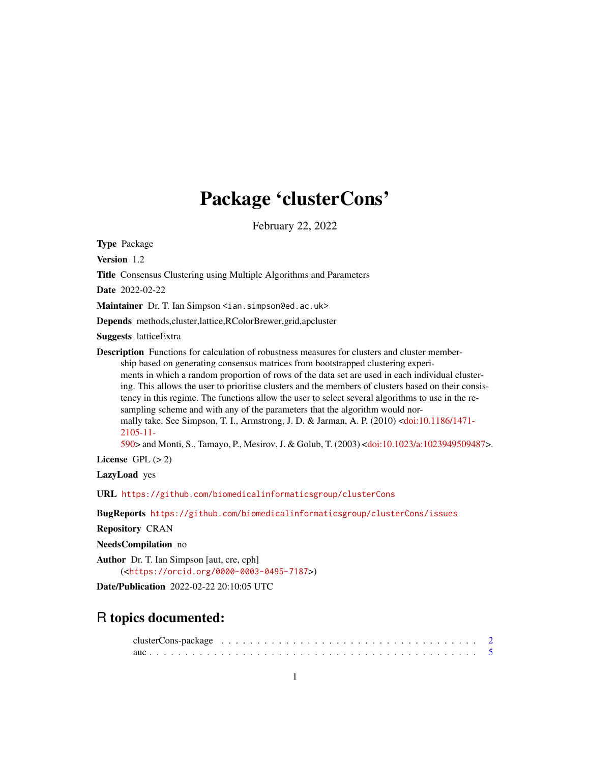# Package 'clusterCons'

February 22, 2022

**Type** Package

**Version** 1.2

**Title** Consensus Clustering using Multiple Algorithms and Parameters

**Date** 2022-02-22

**Maintainer** Dr. T. Ian Simpson <ian.simpson@ed.ac.uk>

**Depends** methods,cluster,lattice,RColorBrewer,grid,apcluster

**Suggests** latticeExtra

**Description** Functions for calculation of robustness measures for clusters and cluster membership based on generating consensus matrices from bootstrapped clustering experiments in which a random proportion of rows of the data set are used in each individual clustering. This allows the user to prioritise clusters and the members of clusters based on their consistency in this regime. The functions allow the user to select several algorithms to use in the resampling scheme and with any of the parameters that the algorithm would normally take. See Simpson, T. I., Armstrong, J. D. & Jarman, A. P. (2010) <doi:10.1186/1471-2105-11-590> and Monti, S., Tamayo, P., Mesirov, J. & Golub, T. (2003) <doi:10.1023/a:1023949509487>.

**License** GPL (> 2)

**LazyLoad** yes

**URL** https://github.com/biomedicalinformaticsgroup/clusterCons

**BugReports** https://github.com/biomedicalinformaticsgroup/clusterCons/issues

**Repository** CRAN

**NeedsCompilation** no

**Author** Dr. T. Ian Simpson [aut, cre, cph] (<https://orcid.org/0000-0003-0495-7187>)

**Date/Publication** 2022-02-22 20:10:05 UTC

## R topics documented:

clusterCons-package . . . . . . . . . . . . . . . . . . . . . . . . . . . . . . . . . . . 2
auc . . . . . . . . . . . . . . . . . . . . . . . . . . . . . . . . . . . . . . . . . . . . 5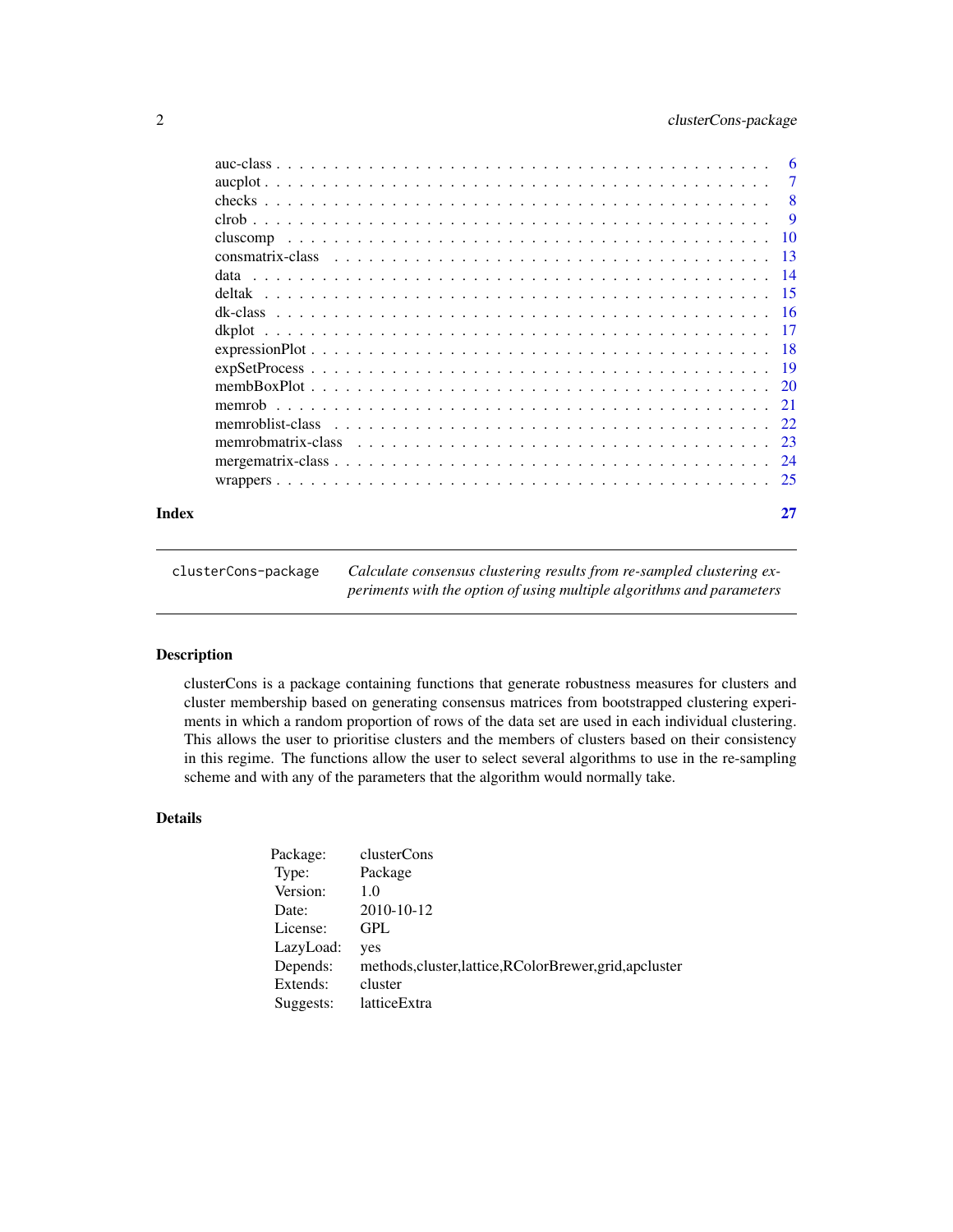| | |
|---|---|
| auc-class | 6 |
| aucplot | 7 |
| checks | 8 |
| clrob | 9 |
| cluscomp | 10 |
| consmatrix-class | 13 |
| data | 14 |
| deltak | 15 |
| dk-class | 16 |
| dkplot | 17 |
| expressionPlot | 18 |
| expSetProcess | 19 |
| membBoxPlot | 20 |
| memrob | 21 |
| memroblist-class | 22 |
| memrobmatrix-class | 23 |
| mergematrix-class | 24 |
| wrappers | 25 |

**Index** **27**

---

`clusterCons-package` *Calculate consensus clustering results from re-sampled clustering experiments with the option of using multiple algorithms and parameters*

---

## Description

clusterCons is a package containing functions that generate robustness measures for clusters and cluster membership based on generating consensus matrices from bootstrapped clustering experiments in which a random proportion of rows of the data set are used in each individual clustering. This allows the user to prioritise clusters and the members of clusters based on their consistency in this regime. The functions allow the user to select several algorithms to use in the re-sampling scheme and with any of the parameters that the algorithm would normally take.

## Details

| | |
|---|---|
| Package: | clusterCons |
| Type: | Package |
| Version: | 1.0 |
| Date: | 2010-10-12 |
| License: | GPL |
| LazyLoad: | yes |
| Depends: | methods,cluster,lattice,RColorBrewer,grid,apcluster |
| Extends: | cluster |
| Suggests: | latticeExtra |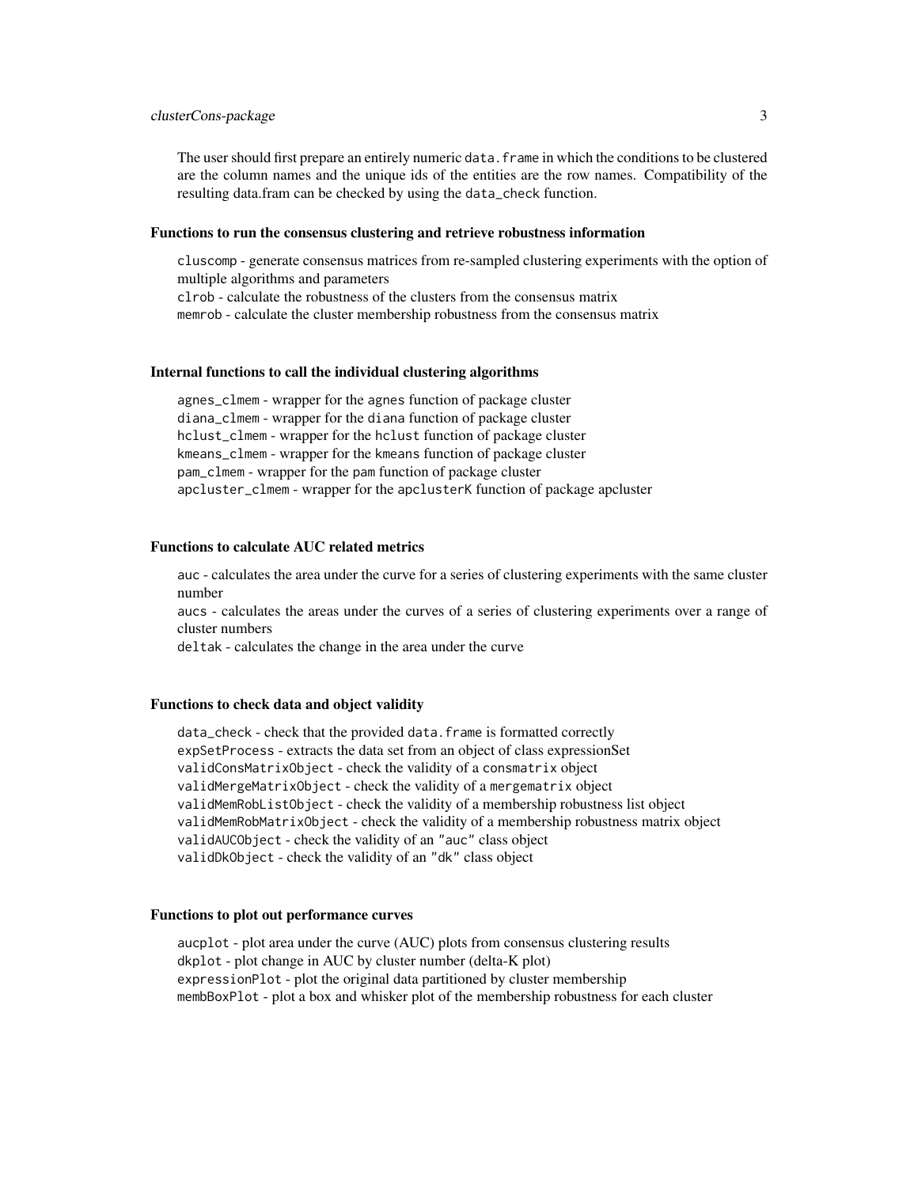The user should first prepare an entirely numeric `data.frame` in which the conditions to be clustered are the column names and the unique ids of the entities are the row names. Compatibility of the resulting data.fram can be checked by using the `data_check` function.

### Functions to run the consensus clustering and retrieve robustness information

`cluscomp` - generate consensus matrices from re-sampled clustering experiments with the option of multiple algorithms and parameters
`clrob` - calculate the robustness of the clusters from the consensus matrix
`memrob` - calculate the cluster membership robustness from the consensus matrix

### Internal functions to call the individual clustering algorithms

`agnes_clmem` - wrapper for the `agnes` function of package cluster
`diana_clmem` - wrapper for the `diana` function of package cluster
`hclust_clmem` - wrapper for the `hclust` function of package cluster
`kmeans_clmem` - wrapper for the `kmeans` function of package cluster
`pam_clmem` - wrapper for the `pam` function of package cluster
`apcluster_clmem` - wrapper for the `apclusterK` function of package apcluster

### Functions to calculate AUC related metrics

`auc` - calculates the area under the curve for a series of clustering experiments with the same cluster number
`aucs` - calculates the areas under the curves of a series of clustering experiments over a range of cluster numbers
`deltak` - calculates the change in the area under the curve

### Functions to check data and object validity

`data_check` - check that the provided `data.frame` is formatted correctly
`expSetProcess` - extracts the data set from an object of class expressionSet
`validConsMatrixObject` - check the validity of a `consmatrix` object
`validMergeMatrixObject` - check the validity of a `mergematrix` object
`validMemRobListObject` - check the validity of a membership robustness list object
`validMemRobMatrixObject` - check the validity of a membership robustness matrix object
`validAUCObject` - check the validity of an `"auc"` class object
`validDkObject` - check the validity of an `"dk"` class object

### Functions to plot out performance curves

`aucplot` - plot area under the curve (AUC) plots from consensus clustering results
`dkplot` - plot change in AUC by cluster number (delta-K plot)
`expressionPlot` - plot the original data partitioned by cluster membership
`membBoxPlot` - plot a box and whisker plot of the membership robustness for each cluster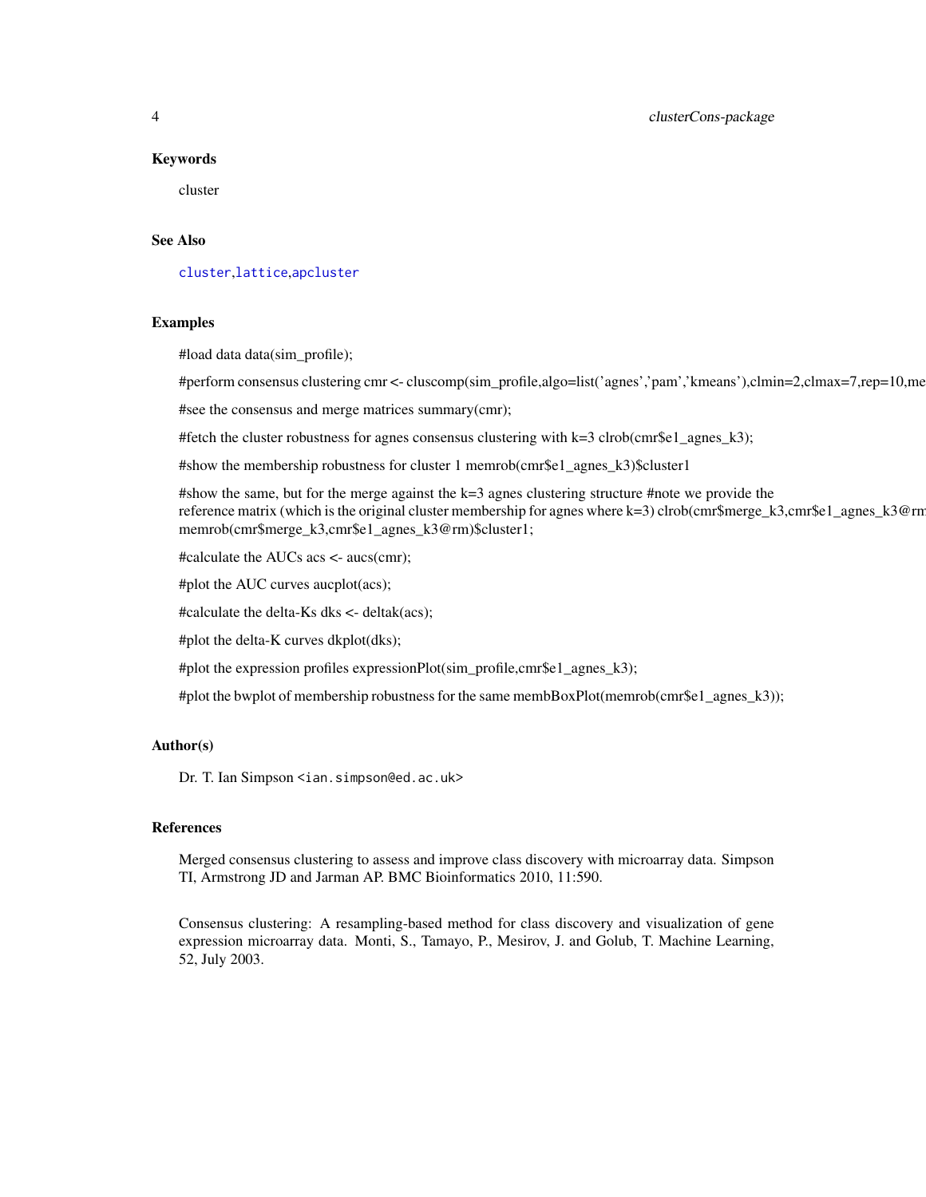### Keywords

cluster

### See Also

cluster,lattice,apcluster

### Examples

#load data data(sim_profile);

#perform consensus clustering cmr <- cluscomp(sim_profile,algo=list('agnes','pam','kmeans'),clmin=2,clmax=7,rep=10,me

#see the consensus and merge matrices summary(cmr);

#fetch the cluster robustness for agnes consensus clustering with k=3 clrob(cmr$e1_agnes_k3);

#show the membership robustness for cluster 1 memrob(cmr$e1_agnes_k3)$cluster1

#show the same, but for the merge against the k=3 agnes clustering structure #note we provide the reference matrix (which is the original cluster membership for agnes where k=3) clrob(cmr$merge_k3,cmr$e1_agnes_k3@rm memrob(cmr$merge_k3,cmr$e1_agnes_k3@rm)$cluster1;

#calculate the AUCs acs <- aucs(cmr);

#plot the AUC curves aucplot(acs);

#calculate the delta-Ks dks <- deltak(acs);

#plot the delta-K curves dkplot(dks);

#plot the expression profiles expressionPlot(sim_profile,cmr$e1_agnes_k3);

#plot the bwplot of membership robustness for the same membBoxPlot(memrob(cmr$e1_agnes_k3));

### Author(s)

Dr. T. Ian Simpson <ian.simpson@ed.ac.uk>

### References

Merged consensus clustering to assess and improve class discovery with microarray data. Simpson TI, Armstrong JD and Jarman AP. BMC Bioinformatics 2010, 11:590.

Consensus clustering: A resampling-based method for class discovery and visualization of gene expression microarray data. Monti, S., Tamayo, P., Mesirov, J. and Golub, T. Machine Learning, 52, July 2003.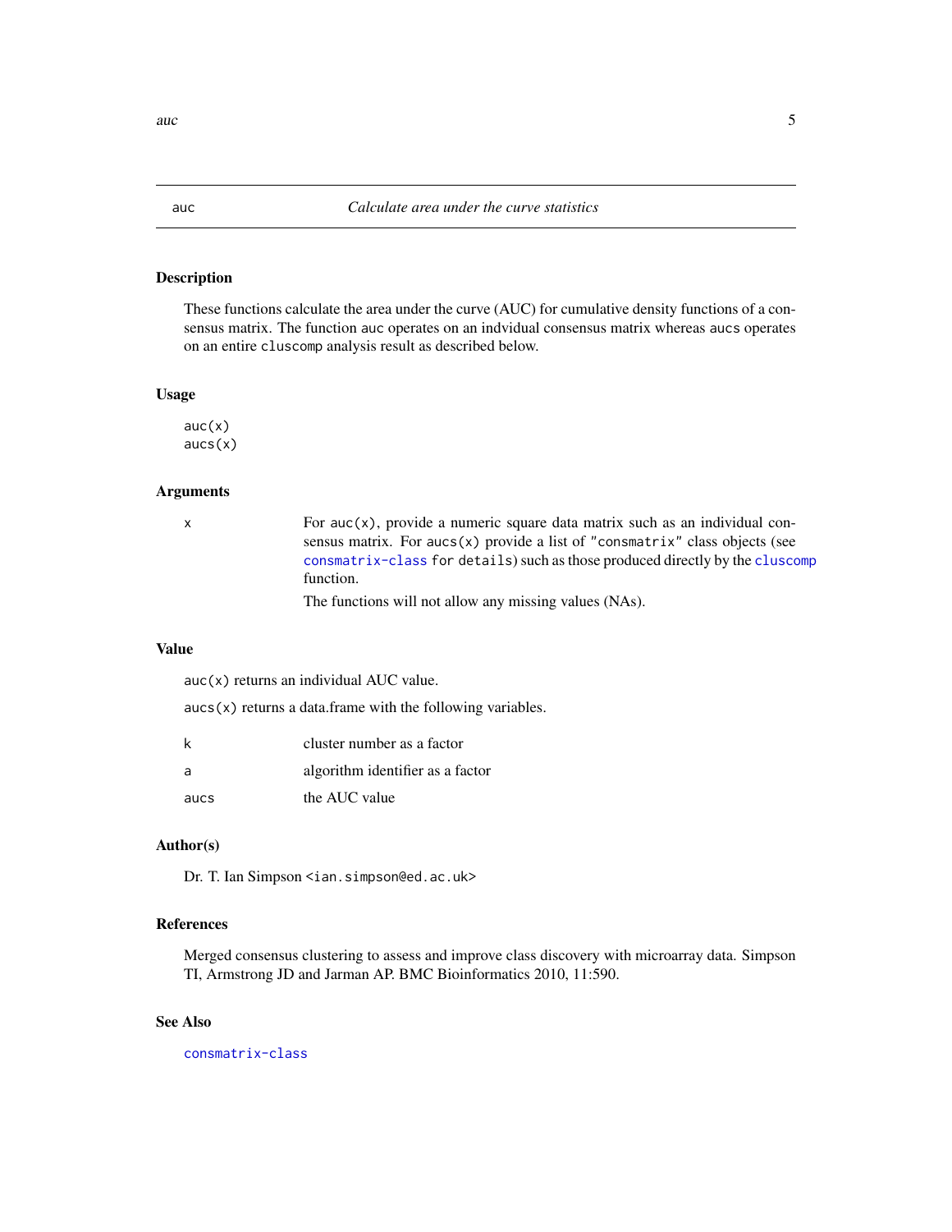## auc — *Calculate area under the curve statistics*

### Description

These functions calculate the area under the curve (AUC) for cumulative density functions of a consensus matrix. The function `auc` operates on an indvidual consensus matrix whereas `aucs` operates on an entire `cluscomp` analysis result as described below.

### Usage

```
auc(x)
aucs(x)
```

### Arguments

| | |
|---|---|
| `x` | For `auc(x)`, provide a numeric square data matrix such as an individual consensus matrix. For `aucs(x)` provide a list of `"consmatrix"` class objects (see `consmatrix-class` for details) such as those produced directly by the `cluscomp` function.<br>The functions will not allow any missing values (NAs). |

### Value

`auc(x)` returns an individual AUC value.

`aucs(x)` returns a data.frame with the following variables.

| | |
|---|---|
| `k` | cluster number as a factor |
| `a` | algorithm identifier as a factor |
| `aucs` | the AUC value |

### Author(s)

Dr. T. Ian Simpson `<ian.simpson@ed.ac.uk>`

### References

Merged consensus clustering to assess and improve class discovery with microarray data. Simpson TI, Armstrong JD and Jarman AP. BMC Bioinformatics 2010, 11:590.

### See Also

`consmatrix-class`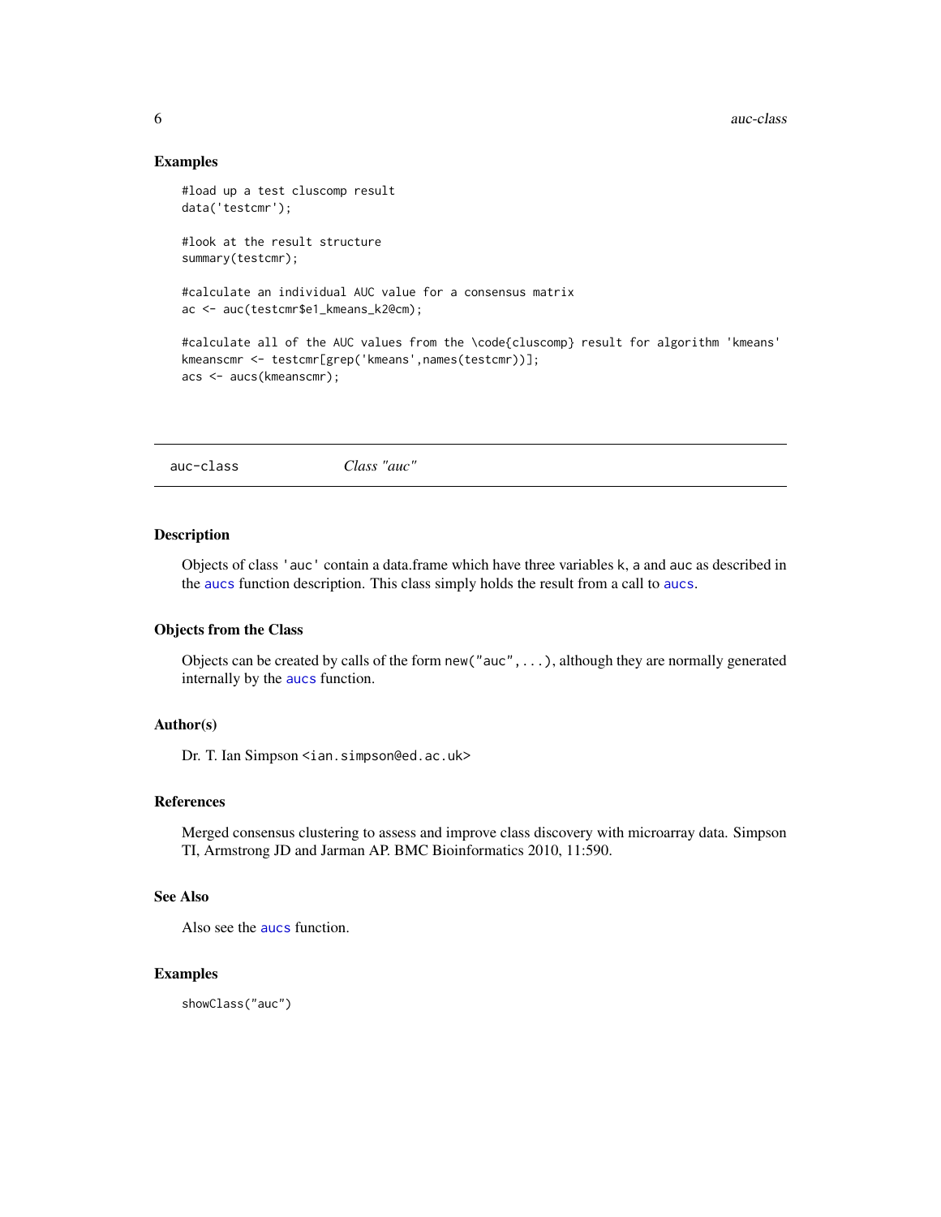### Examples

```
#load up a test cluscomp result
data('testcmr');

#look at the result structure
summary(testcmr);

#calculate an individual AUC value for a consensus matrix
ac <- auc(testcmr$e1_kmeans_k2@cm);

#calculate all of the AUC values from the \code{cluscomp} result for algorithm 'kmeans'
kmeanscmr <- testcmr[grep('kmeans',names(testcmr))];
acs <- aucs(kmeanscmr);
```

---

## auc-class *Class "auc"*

---

### Description

Objects of class 'auc' contain a data.frame which have three variables k, a and auc as described in the aucs function description. This class simply holds the result from a call to aucs.

### Objects from the Class

Objects can be created by calls of the form new("auc",...), although they are normally generated internally by the aucs function.

### Author(s)

Dr. T. Ian Simpson <ian.simpson@ed.ac.uk>

### References

Merged consensus clustering to assess and improve class discovery with microarray data. Simpson TI, Armstrong JD and Jarman AP. BMC Bioinformatics 2010, 11:590.

### See Also

Also see the aucs function.

### Examples

```
showClass("auc")
```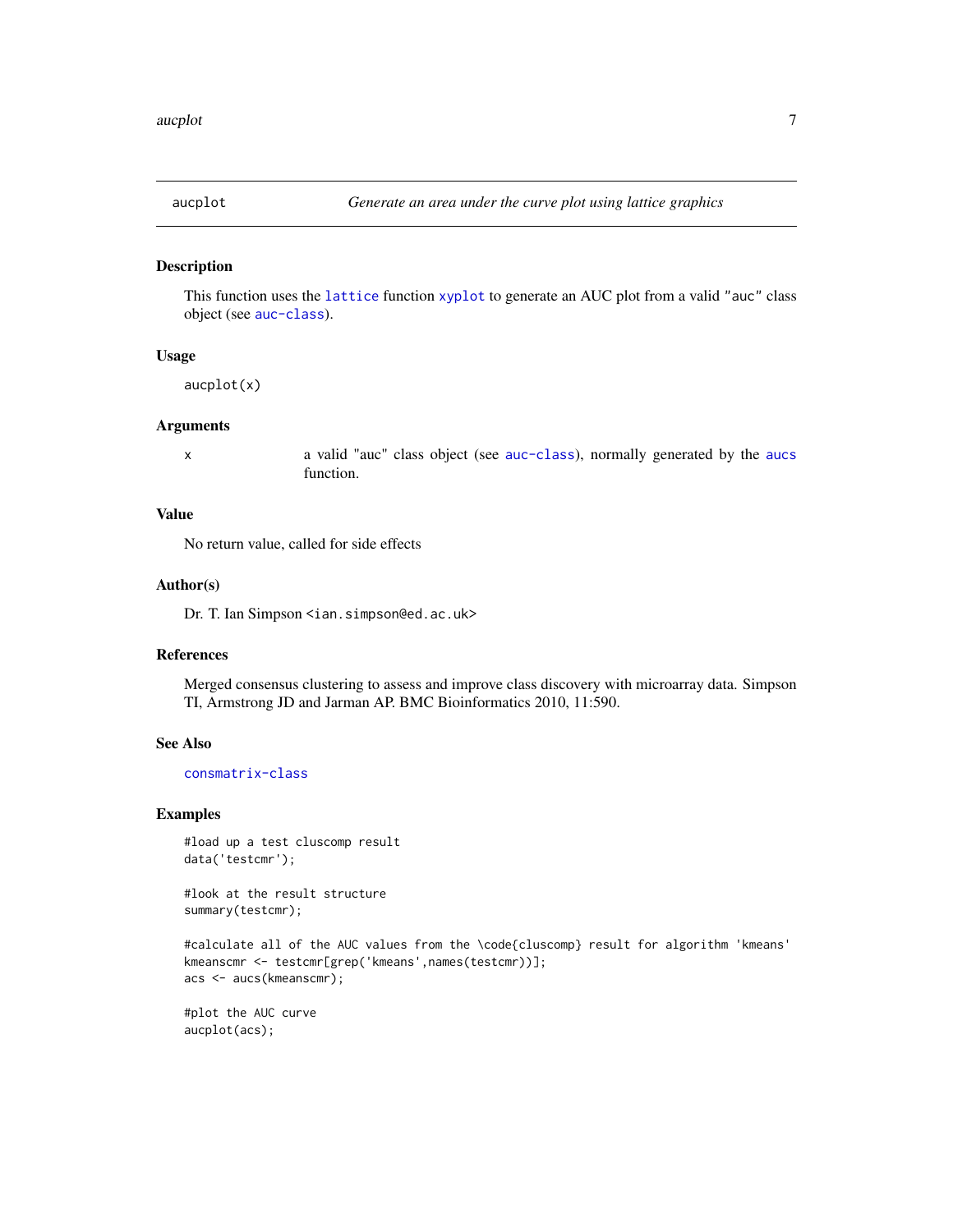# aucplot — *Generate an area under the curve plot using lattice graphics*

## Description

This function uses the lattice function xyplot to generate an AUC plot from a valid "auc" class object (see auc-class).

## Usage

```
aucplot(x)
```

## Arguments

| | |
|---|---|
| x | a valid "auc" class object (see auc-class), normally generated by the aucs function. |

## Value

No return value, called for side effects

## Author(s)

Dr. T. Ian Simpson <ian.simpson@ed.ac.uk>

## References

Merged consensus clustering to assess and improve class discovery with microarray data. Simpson TI, Armstrong JD and Jarman AP. BMC Bioinformatics 2010, 11:590.

## See Also

consmatrix-class

## Examples

```
#load up a test cluscomp result
data('testcmr');

#look at the result structure
summary(testcmr);

#calculate all of the AUC values from the \code{cluscomp} result for algorithm 'kmeans'
kmeanscmr <- testcmr[grep('kmeans',names(testcmr))];
acs <- aucs(kmeanscmr);

#plot the AUC curve
aucplot(acs);
```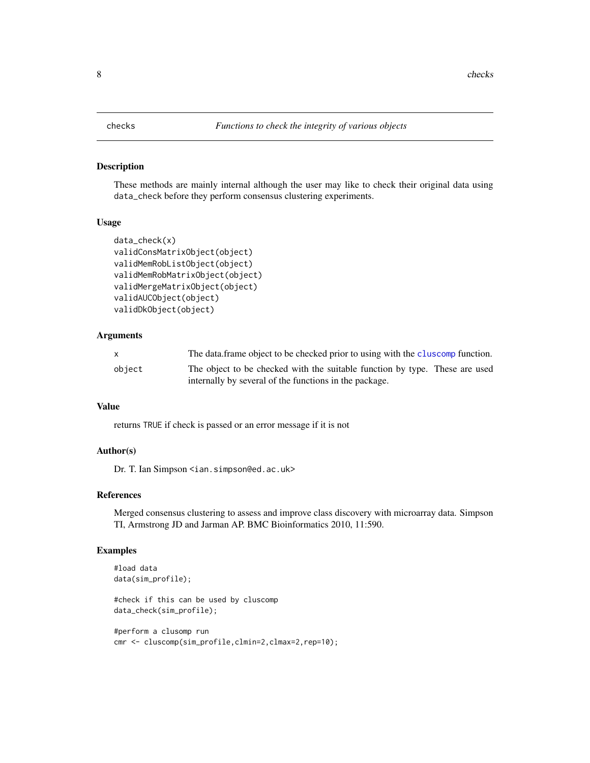## checks — *Functions to check the integrity of various objects*

### Description

These methods are mainly internal although the user may like to check their original data using `data_check` before they perform consensus clustering experiments.

### Usage

```
data_check(x)
validConsMatrixObject(object)
validMemRobListObject(object)
validMemRobMatrixObject(object)
validMergeMatrixObject(object)
validAUCObject(object)
validDkObject(object)
```

### Arguments

| | |
|---|---|
| x | The data.frame object to be checked prior to using with the `cluscomp` function. |
| object | The object to be checked with the suitable function by type. These are used internally by several of the functions in the package. |

### Value

returns `TRUE` if check is passed or an error message if it is not

### Author(s)

Dr. T. Ian Simpson <ian.simpson@ed.ac.uk>

### References

Merged consensus clustering to assess and improve class discovery with microarray data. Simpson TI, Armstrong JD and Jarman AP. BMC Bioinformatics 2010, 11:590.

### Examples

```
#load data
data(sim_profile);

#check if this can be used by cluscomp
data_check(sim_profile);

#perform a clusomp run
cmr <- cluscomp(sim_profile,clmin=2,clmax=2,rep=10);
```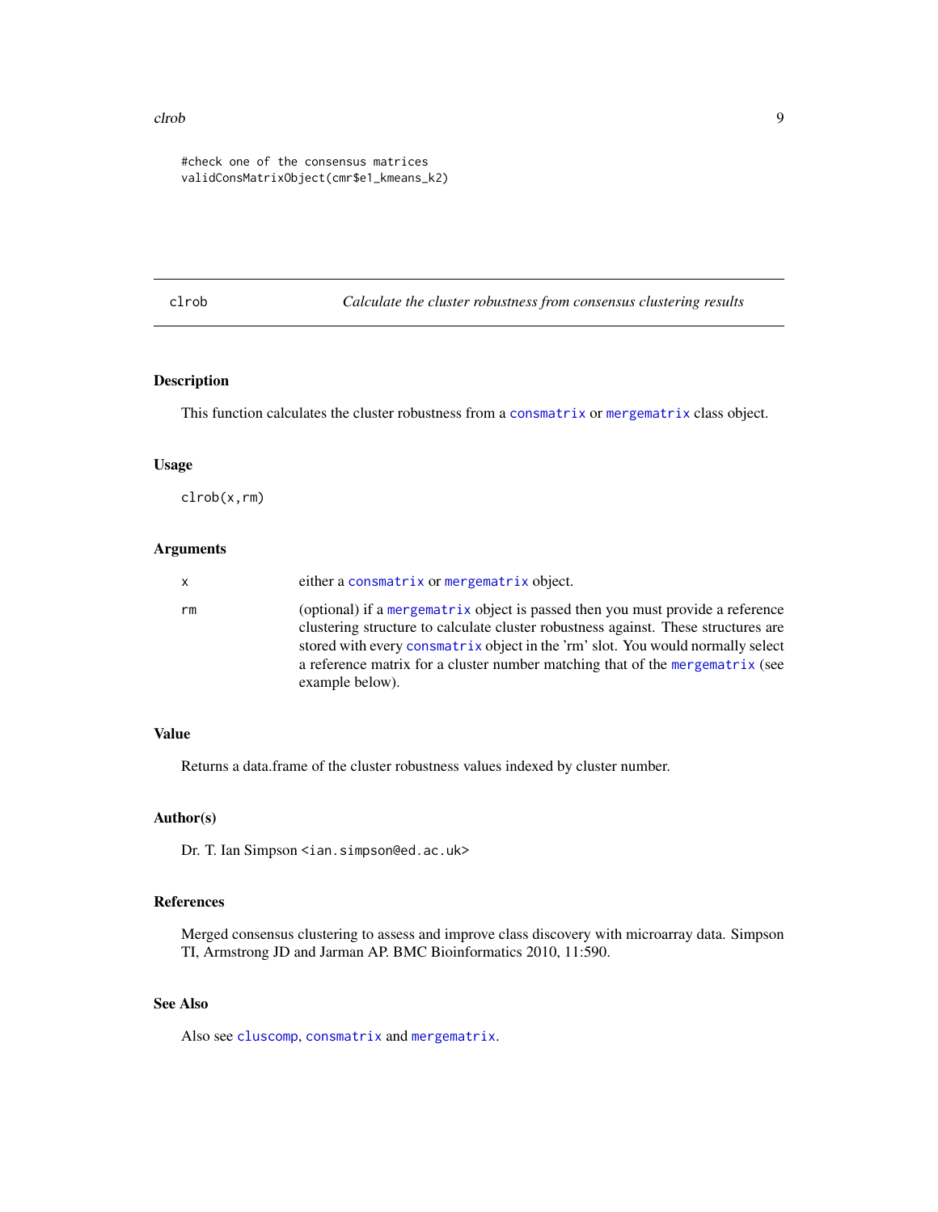```
#check one of the consensus matrices
validConsMatrixObject(cmr$e1_kmeans_k2)
```

## clrob — *Calculate the cluster robustness from consensus clustering results*

### Description

This function calculates the cluster robustness from a consmatrix or mergematrix class object.

### Usage

```
clrob(x,rm)
```

### Arguments

| | |
|---|---|
| x | either a consmatrix or mergematrix object. |
| rm | (optional) if a mergematrix object is passed then you must provide a reference clustering structure to calculate cluster robustness against. These structures are stored with every consmatrix object in the 'rm' slot. You would normally select a reference matrix for a cluster number matching that of the mergematrix (see example below). |

### Value

Returns a data.frame of the cluster robustness values indexed by cluster number.

### Author(s)

Dr. T. Ian Simpson <ian.simpson@ed.ac.uk>

### References

Merged consensus clustering to assess and improve class discovery with microarray data. Simpson TI, Armstrong JD and Jarman AP. BMC Bioinformatics 2010, 11:590.

### See Also

Also see cluscomp, consmatrix and mergematrix.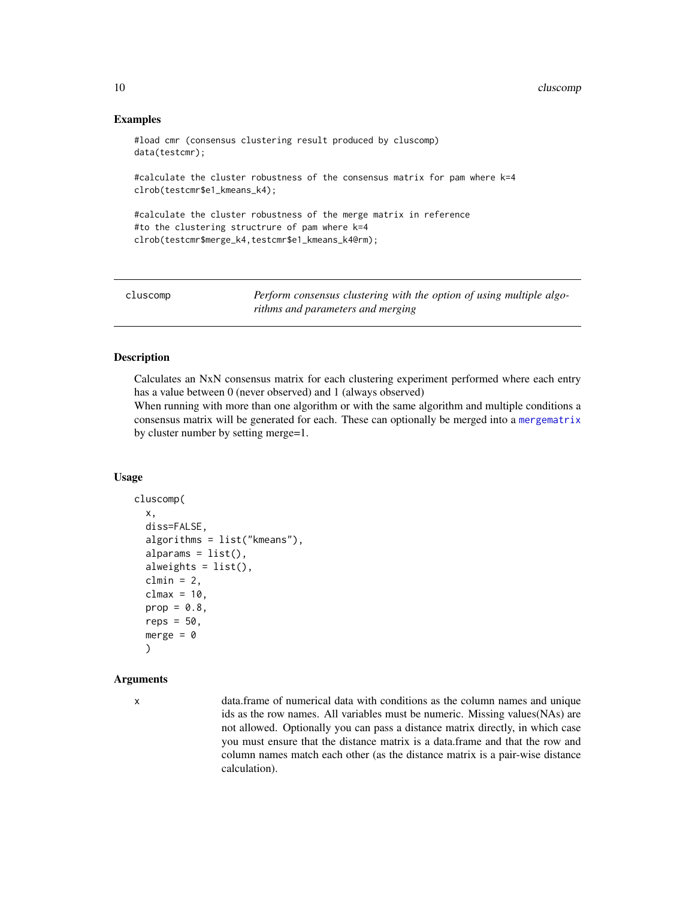## Examples

```
#load cmr (consensus clustering result produced by cluscomp)
data(testcmr);

#calculate the cluster robustness of the consensus matrix for pam where k=4
clrob(testcmr$e1_kmeans_k4);

#calculate the cluster robustness of the merge matrix in reference
#to the clustering structrure of pam where k=4
clrob(testcmr$merge_k4,testcmr$e1_kmeans_k4@rm);
```

---

# cluscomp — *Perform consensus clustering with the option of using multiple algorithms and parameters and merging*

---

## Description

Calculates an NxN consensus matrix for each clustering experiment performed where each entry has a value between 0 (never observed) and 1 (always observed)

When running with more than one algorithm or with the same algorithm and multiple conditions a consensus matrix will be generated for each. These can optionally be merged into a mergematrix by cluster number by setting merge=1.

## Usage

```
cluscomp(
  x,
  diss=FALSE,
  algorithms = list("kmeans"),
  alparams = list(),
  alweights = list(),
  clmin = 2,
  clmax = 10,
  prop = 0.8,
  reps = 50,
  merge = 0
  )
```

## Arguments

x — data.frame of numerical data with conditions as the column names and unique ids as the row names. All variables must be numeric. Missing values(NAs) are not allowed. Optionally you can pass a distance matrix directly, in which case you must ensure that the distance matrix is a data.frame and that the row and column names match each other (as the distance matrix is a pair-wise distance calculation).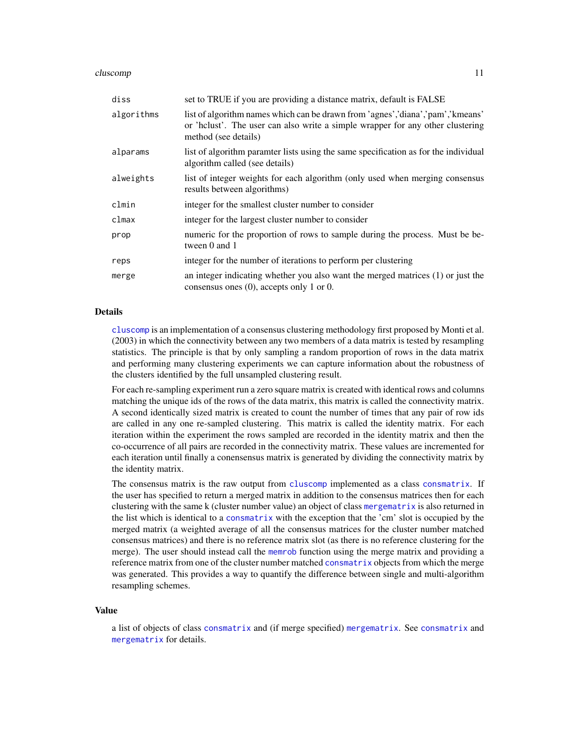| | |
|---|---|
| diss | set to TRUE if you are providing a distance matrix, default is FALSE |
| algorithms | list of algorithm names which can be drawn from 'agnes','diana','pam','kmeans' or 'hclust'. The user can also write a simple wrapper for any other clustering method (see details) |
| alparams | list of algorithm paramter lists using the same specification as for the individual algorithm called (see details) |
| alweights | list of integer weights for each algorithm (only used when merging consensus results between algorithms) |
| clmin | integer for the smallest cluster number to consider |
| clmax | integer for the largest cluster number to consider |
| prop | numeric for the proportion of rows to sample during the process. Must be between 0 and 1 |
| reps | integer for the number of iterations to perform per clustering |
| merge | an integer indicating whether you also want the merged matrices (1) or just the consensus ones (0), accepts only 1 or 0. |

## Details

cluscomp is an implementation of a consensus clustering methodology first proposed by Monti et al. (2003) in which the connectivity between any two members of a data matrix is tested by resampling statistics. The principle is that by only sampling a random proportion of rows in the data matrix and performing many clustering experiments we can capture information about the robustness of the clusters identified by the full unsampled clustering result.

For each re-sampling experiment run a zero square matrix is created with identical rows and columns matching the unique ids of the rows of the data matrix, this matrix is called the connectivity matrix. A second identically sized matrix is created to count the number of times that any pair of row ids are called in any one re-sampled clustering. This matrix is called the identity matrix. For each iteration within the experiment the rows sampled are recorded in the identity matrix and then the co-occurrence of all pairs are recorded in the connectivity matrix. These values are incremented for each iteration until finally a conensensus matrix is generated by dividing the connectivity matrix by the identity matrix.

The consensus matrix is the raw output from cluscomp implemented as a class consmatrix. If the user has specified to return a merged matrix in addition to the consensus matrices then for each clustering with the same k (cluster number value) an object of class mergematrix is also returned in the list which is identical to a consmatrix with the exception that the 'cm' slot is occupied by the merged matrix (a weighted average of all the consensus matrices for the cluster number matched consensus matrices) and there is no reference matrix slot (as there is no reference clustering for the merge). The user should instead call the memrob function using the merge matrix and providing a reference matrix from one of the cluster number matched consmatrix objects from which the merge was generated. This provides a way to quantify the difference between single and multi-algorithm resampling schemes.

## Value

a list of objects of class consmatrix and (if merge specified) mergematrix. See consmatrix and mergematrix for details.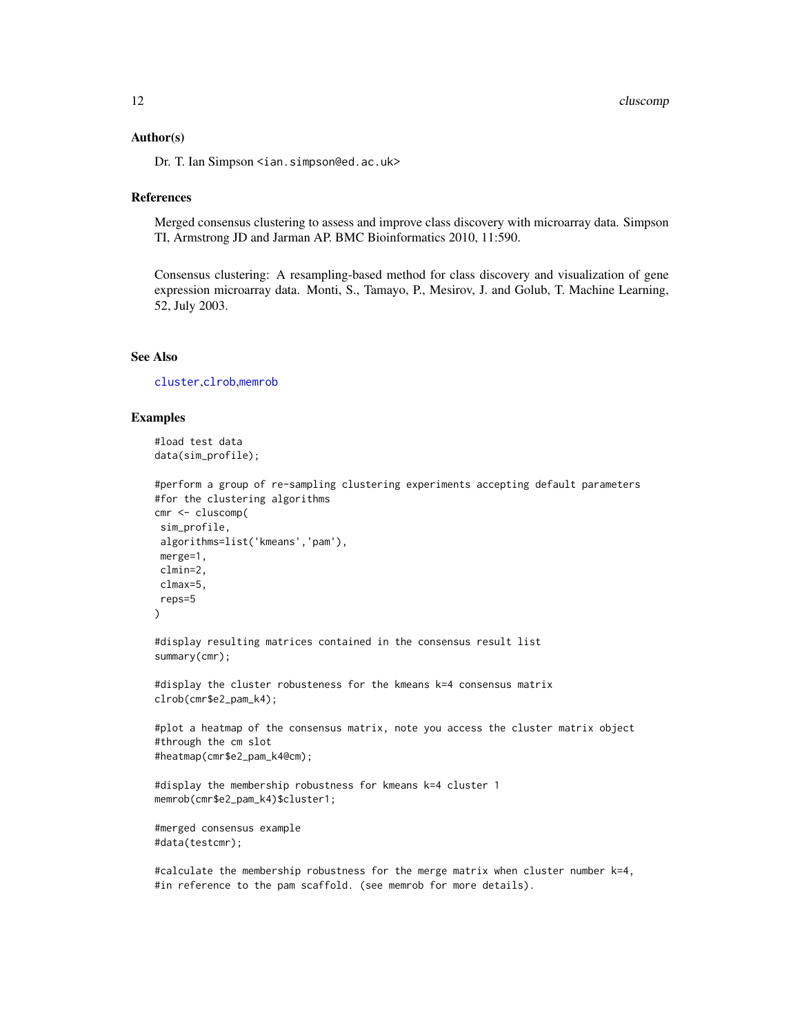### Author(s)

Dr. T. Ian Simpson <ian.simpson@ed.ac.uk>

### References

Merged consensus clustering to assess and improve class discovery with microarray data. Simpson TI, Armstrong JD and Jarman AP. BMC Bioinformatics 2010, 11:590.

Consensus clustering: A resampling-based method for class discovery and visualization of gene expression microarray data. Monti, S., Tamayo, P., Mesirov, J. and Golub, T. Machine Learning, 52, July 2003.

### See Also

cluster,clrob,memrob

### Examples

```
#load test data
data(sim_profile);

#perform a group of re-sampling clustering experiments accepting default parameters
#for the clustering algorithms
cmr <- cluscomp(
 sim_profile,
 algorithms=list('kmeans','pam'),
 merge=1,
 clmin=2,
 clmax=5,
 reps=5
)

#display resulting matrices contained in the consensus result list
summary(cmr);

#display the cluster robusteness for the kmeans k=4 consensus matrix
clrob(cmr$e2_pam_k4);

#plot a heatmap of the consensus matrix, note you access the cluster matrix object
#through the cm slot
#heatmap(cmr$e2_pam_k4@cm);

#display the membership robustness for kmeans k=4 cluster 1
memrob(cmr$e2_pam_k4)$cluster1;

#merged consensus example
#data(testcmr);

#calculate the membership robustness for the merge matrix when cluster number k=4,
#in reference to the pam scaffold. (see memrob for more details).
```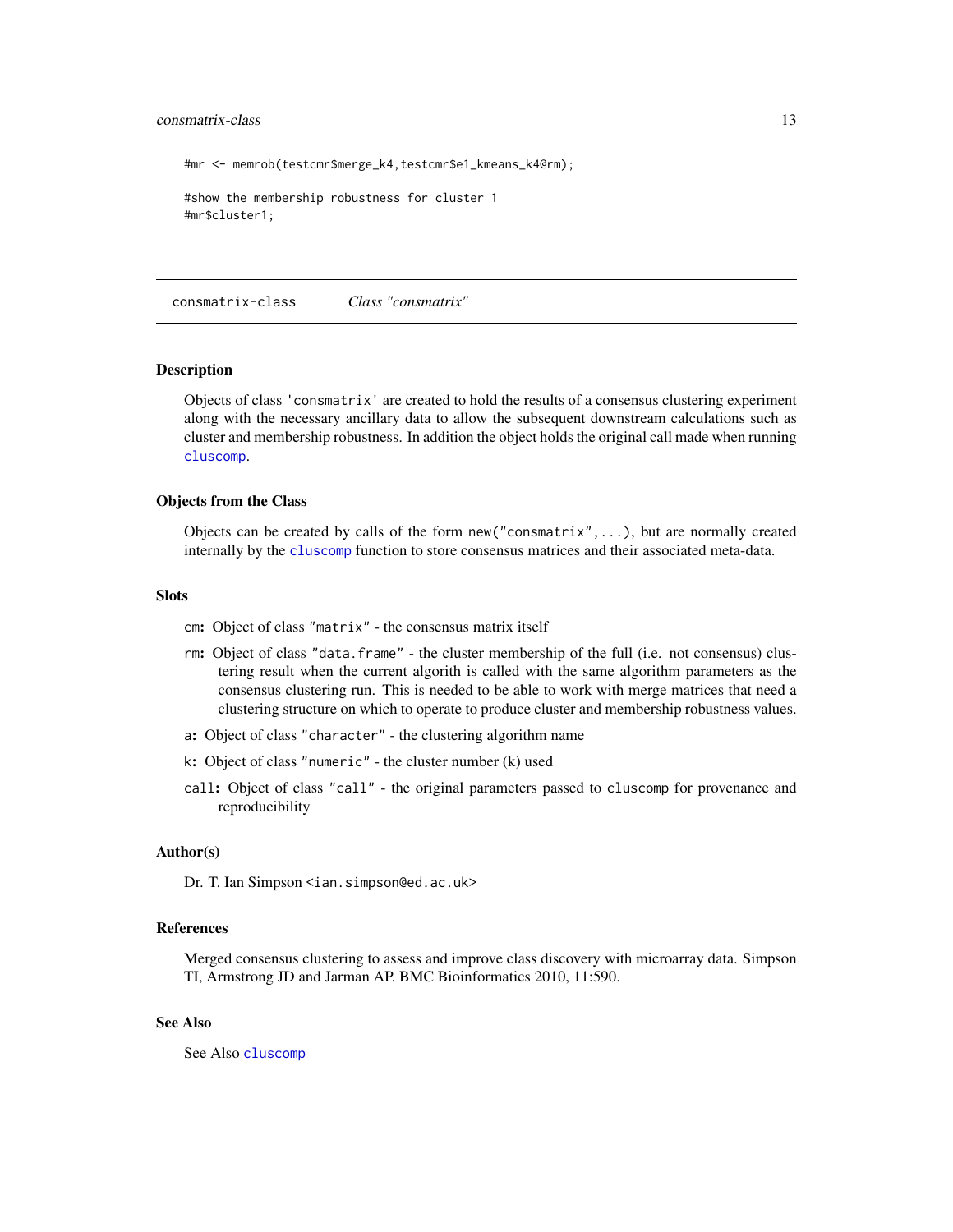```
#mr <- memrob(testcmr$merge_k4,testcmr$e1_kmeans_k4@rm);

#show the membership robustness for cluster 1
#mr$cluster1;
```

---

consmatrix-class *Class "consmatrix"*

---

### Description

Objects of class 'consmatrix' are created to hold the results of a consensus clustering experiment along with the necessary ancillary data to allow the subsequent downstream calculations such as cluster and membership robustness. In addition the object holds the original call made when running cluscomp.

### Objects from the Class

Objects can be created by calls of the form new("consmatrix",...), but are normally created internally by the cluscomp function to store consensus matrices and their associated meta-data.

### Slots

- cm: Object of class "matrix" - the consensus matrix itself
- rm: Object of class "data.frame" - the cluster membership of the full (i.e. not consensus) clustering result when the current algorith is called with the same algorithm parameters as the consensus clustering run. This is needed to be able to work with merge matrices that need a clustering structure on which to operate to produce cluster and membership robustness values.
- a: Object of class "character" - the clustering algorithm name
- k: Object of class "numeric" - the cluster number (k) used
- call: Object of class "call" - the original parameters passed to cluscomp for provenance and reproducibility

### Author(s)

Dr. T. Ian Simpson <ian.simpson@ed.ac.uk>

### References

Merged consensus clustering to assess and improve class discovery with microarray data. Simpson TI, Armstrong JD and Jarman AP. BMC Bioinformatics 2010, 11:590.

### See Also

See Also cluscomp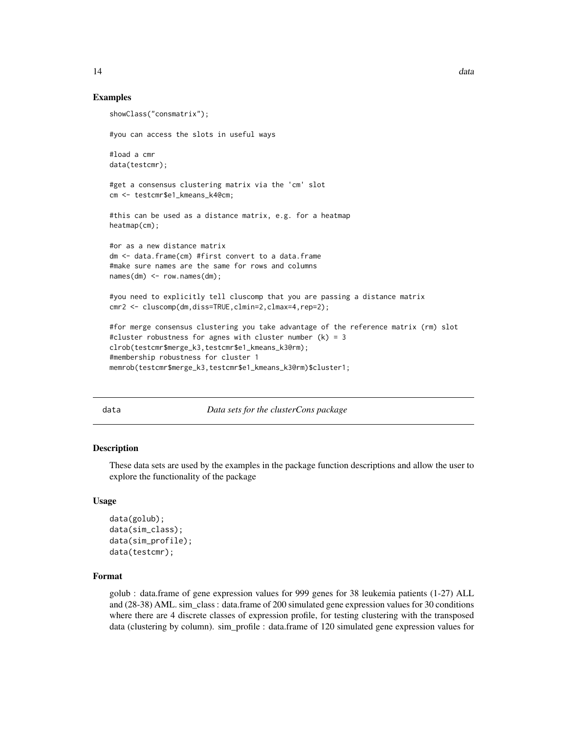## Examples

```
showClass("consmatrix");

#you can access the slots in useful ways

#load a cmr
data(testcmr);

#get a consensus clustering matrix via the 'cm' slot
cm <- testcmr$e1_kmeans_k4@cm;

#this can be used as a distance matrix, e.g. for a heatmap
heatmap(cm);

#or as a new distance matrix
dm <- data.frame(cm) #first convert to a data.frame
#make sure names are the same for rows and columns
names(dm) <- row.names(dm);

#you need to explicitly tell cluscomp that you are passing a distance matrix
cmr2 <- cluscomp(dm,diss=TRUE,clmin=2,clmax=4,rep=2);

#for merge consensus clustering you take advantage of the reference matrix (rm) slot
#cluster robustness for agnes with cluster number (k) = 3
clrob(testcmr$merge_k3,testcmr$e1_kmeans_k3@rm);
#membership robustness for cluster 1
memrob(testcmr$merge_k3,testcmr$e1_kmeans_k3@rm)$cluster1;
```

---

# data — *Data sets for the clusterCons package*

## Description

These data sets are used by the examples in the package function descriptions and allow the user to explore the functionality of the package

## Usage

```
data(golub);
data(sim_class);
data(sim_profile);
data(testcmr);
```

## Format

golub : data.frame of gene expression values for 999 genes for 38 leukemia patients (1-27) ALL and (28-38) AML. sim_class : data.frame of 200 simulated gene expression values for 30 conditions where there are 4 discrete classes of expression profile, for testing clustering with the transposed data (clustering by column). sim_profile : data.frame of 120 simulated gene expression values for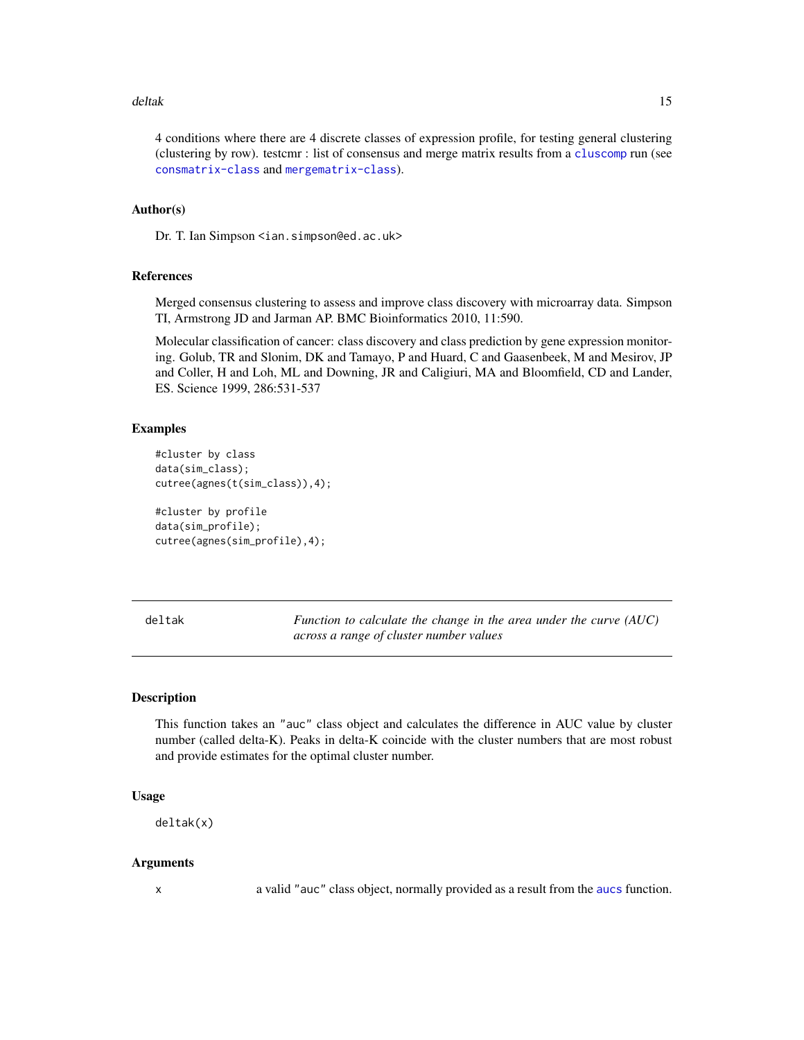4 conditions where there are 4 discrete classes of expression profile, for testing general clustering (clustering by row). testcmr : list of consensus and merge matrix results from a cluscomp run (see consmatrix-class and mergematrix-class).

### Author(s)

Dr. T. Ian Simpson <ian.simpson@ed.ac.uk>

### References

Merged consensus clustering to assess and improve class discovery with microarray data. Simpson TI, Armstrong JD and Jarman AP. BMC Bioinformatics 2010, 11:590.

Molecular classification of cancer: class discovery and class prediction by gene expression monitoring. Golub, TR and Slonim, DK and Tamayo, P and Huard, C and Gaasenbeek, M and Mesirov, JP and Coller, H and Loh, ML and Downing, JR and Caligiuri, MA and Bloomfield, CD and Lander, ES. Science 1999, 286:531-537

### Examples

```
#cluster by class
data(sim_class);
cutree(agnes(t(sim_class)),4);

#cluster by profile
data(sim_profile);
cutree(agnes(sim_profile),4);
```

---

## deltak — *Function to calculate the change in the area under the curve (AUC) across a range of cluster number values*

### Description

This function takes an "auc" class object and calculates the difference in AUC value by cluster number (called delta-K). Peaks in delta-K coincide with the cluster numbers that are most robust and provide estimates for the optimal cluster number.

### Usage

```
deltak(x)
```

### Arguments

| | |
|---|---|
| x | a valid "auc" class object, normally provided as a result from the aucs function. |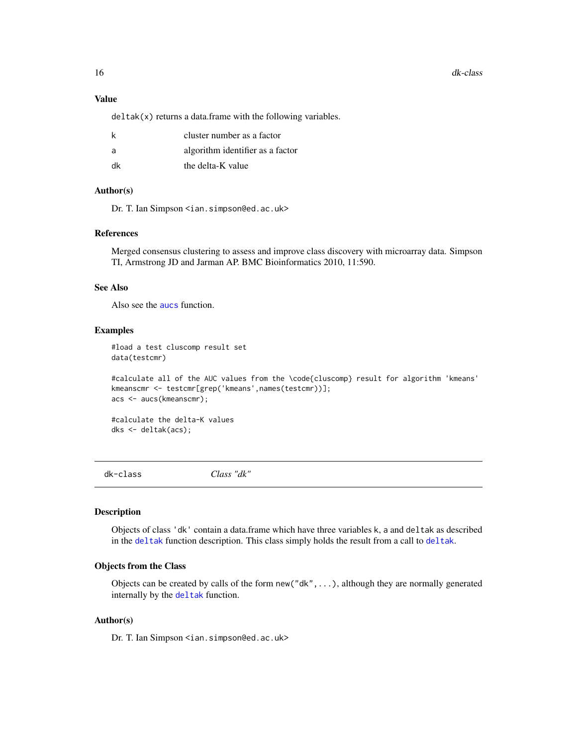### Value

`deltak(x)` returns a data.frame with the following variables.

| | |
|---|---|
| k | cluster number as a factor |
| a | algorithm identifier as a factor |
| dk | the delta-K value |

### Author(s)

Dr. T. Ian Simpson <ian.simpson@ed.ac.uk>

### References

Merged consensus clustering to assess and improve class discovery with microarray data. Simpson TI, Armstrong JD and Jarman AP. BMC Bioinformatics 2010, 11:590.

### See Also

Also see the aucs function.

### Examples

```
#load a test cluscomp result set
data(testcmr)

#calculate all of the AUC values from the \code{cluscomp} result for algorithm 'kmeans'
kmeanscmr <- testcmr[grep('kmeans',names(testcmr))];
acs <- aucs(kmeanscmr);

#calculate the delta-K values
dks <- deltak(acs);
```

---

## dk-class *Class "dk"*

---

### Description

Objects of class 'dk' contain a data.frame which have three variables k, a and deltak as described in the deltak function description. This class simply holds the result from a call to deltak.

### Objects from the Class

Objects can be created by calls of the form `new("dk",...)`, although they are normally generated internally by the deltak function.

### Author(s)

Dr. T. Ian Simpson <ian.simpson@ed.ac.uk>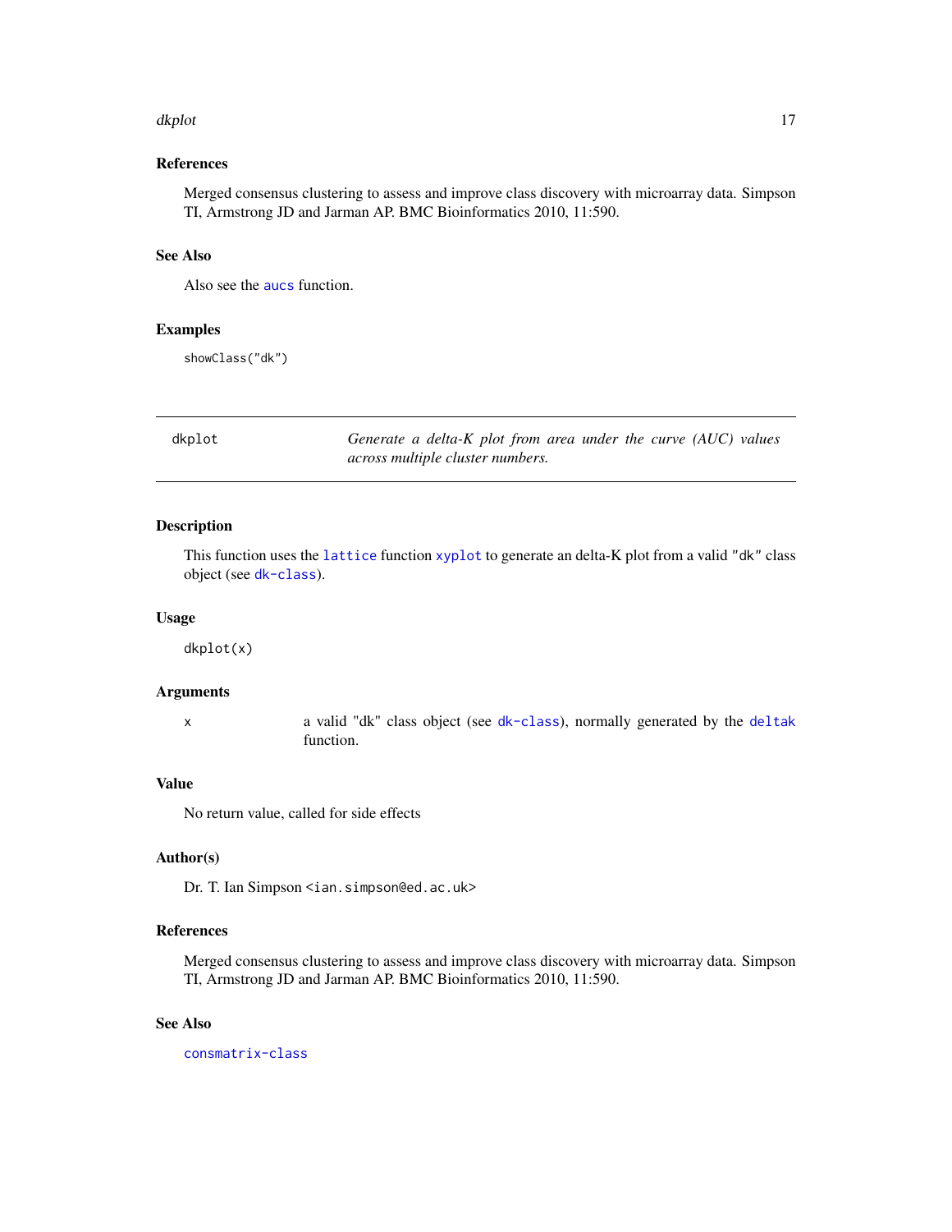### References

Merged consensus clustering to assess and improve class discovery with microarray data. Simpson TI, Armstrong JD and Jarman AP. BMC Bioinformatics 2010, 11:590.

### See Also

Also see the `aucs` function.

### Examples

```
showClass("dk")
```

---

## dkplot — *Generate a delta-K plot from area under the curve (AUC) values across multiple cluster numbers.*

---

### Description

This function uses the `lattice` function `xyplot` to generate an delta-K plot from a valid "dk" class object (see `dk-class`).

### Usage

```
dkplot(x)
```

### Arguments

| | |
|---|---|
| x | a valid "dk" class object (see `dk-class`), normally generated by the `deltak` function. |

### Value

No return value, called for side effects

### Author(s)

Dr. T. Ian Simpson <ian.simpson@ed.ac.uk>

### References

Merged consensus clustering to assess and improve class discovery with microarray data. Simpson TI, Armstrong JD and Jarman AP. BMC Bioinformatics 2010, 11:590.

### See Also

`consmatrix-class`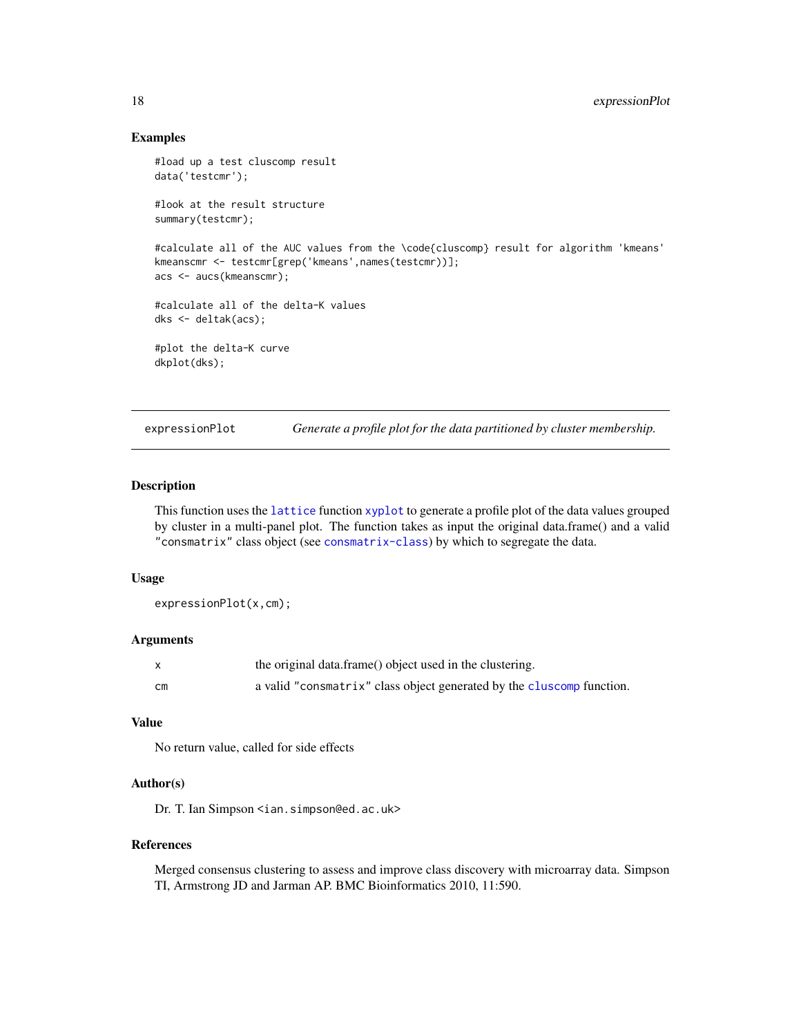## Examples

```
#load up a test cluscomp result
data('testcmr');

#look at the result structure
summary(testcmr);

#calculate all of the AUC values from the \code{cluscomp} result for algorithm 'kmeans'
kmeanscmr <- testcmr[grep('kmeans',names(testcmr))];
acs <- aucs(kmeanscmr);

#calculate all of the delta-K values
dks <- deltak(acs);

#plot the delta-K curve
dkplot(dks);
```

---

# expressionPlot — *Generate a profile plot for the data partitioned by cluster membership.*

## Description

This function uses the lattice function xyplot to generate a profile plot of the data values grouped by cluster in a multi-panel plot. The function takes as input the original data.frame() and a valid "consmatrix" class object (see consmatrix-class) by which to segregate the data.

## Usage

```
expressionPlot(x,cm);
```

## Arguments

| | |
|---|---|
| x | the original data.frame() object used in the clustering. |
| cm | a valid "consmatrix" class object generated by the cluscomp function. |

## Value

No return value, called for side effects

## Author(s)

Dr. T. Ian Simpson <ian.simpson@ed.ac.uk>

## References

Merged consensus clustering to assess and improve class discovery with microarray data. Simpson TI, Armstrong JD and Jarman AP. BMC Bioinformatics 2010, 11:590.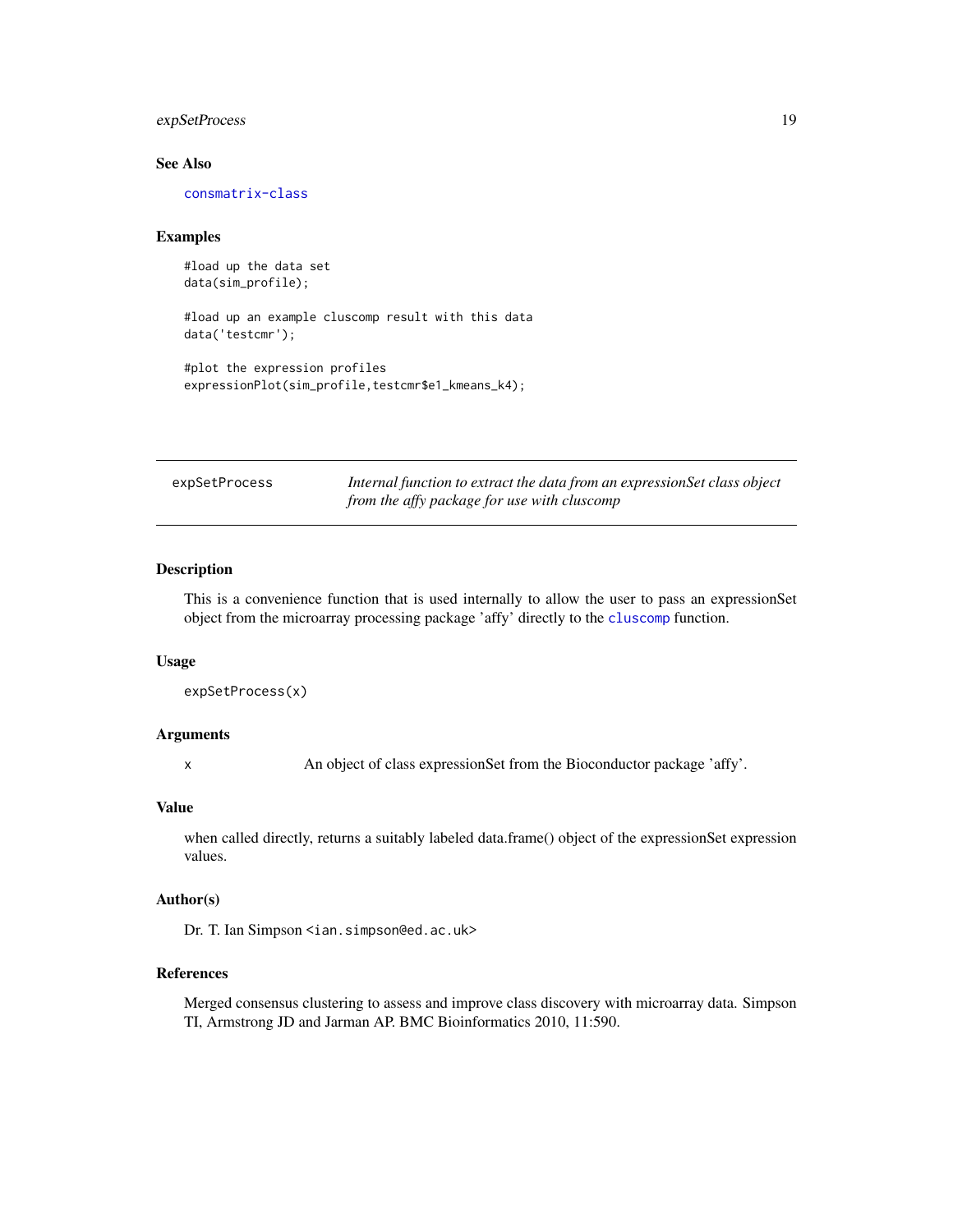### See Also

consmatrix-class

### Examples

```
#load up the data set
data(sim_profile);

#load up an example cluscomp result with this data
data('testcmr');

#plot the expression profiles
expressionPlot(sim_profile,testcmr$e1_kmeans_k4);
```

---

## expSetProcess — *Internal function to extract the data from an expressionSet class object from the affy package for use with cluscomp*

---

### Description

This is a convenience function that is used internally to allow the user to pass an expressionSet object from the microarray processing package 'affy' directly to the cluscomp function.

### Usage

```
expSetProcess(x)
```

### Arguments

| | |
|---|---|
| x | An object of class expressionSet from the Bioconductor package 'affy'. |

### Value

when called directly, returns a suitably labeled data.frame() object of the expressionSet expression values.

### Author(s)

Dr. T. Ian Simpson <ian.simpson@ed.ac.uk>

### References

Merged consensus clustering to assess and improve class discovery with microarray data. Simpson TI, Armstrong JD and Jarman AP. BMC Bioinformatics 2010, 11:590.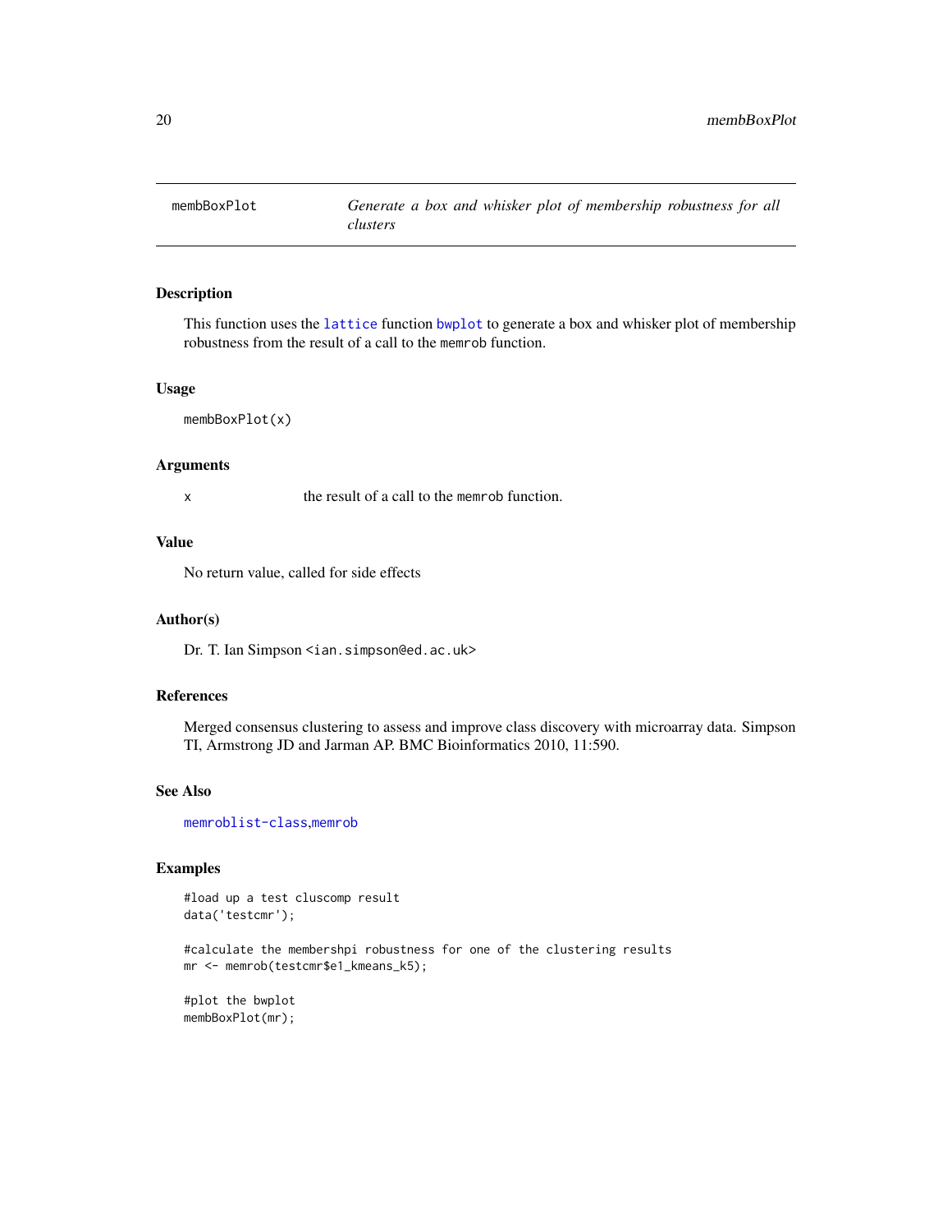## membBoxPlot — *Generate a box and whisker plot of membership robustness for all clusters*

### Description

This function uses the lattice function bwplot to generate a box and whisker plot of membership robustness from the result of a call to the memrob function.

### Usage

```
membBoxPlot(x)
```

### Arguments

| | |
|---|---|
| x | the result of a call to the memrob function. |

### Value

No return value, called for side effects

### Author(s)

Dr. T. Ian Simpson <ian.simpson@ed.ac.uk>

### References

Merged consensus clustering to assess and improve class discovery with microarray data. Simpson TI, Armstrong JD and Jarman AP. BMC Bioinformatics 2010, 11:590.

### See Also

memroblist-class,memrob

### Examples

```
#load up a test cluscomp result
data('testcmr');

#calculate the membershpi robustness for one of the clustering results
mr <- memrob(testcmr$e1_kmeans_k5);

#plot the bwplot
membBoxPlot(mr);
```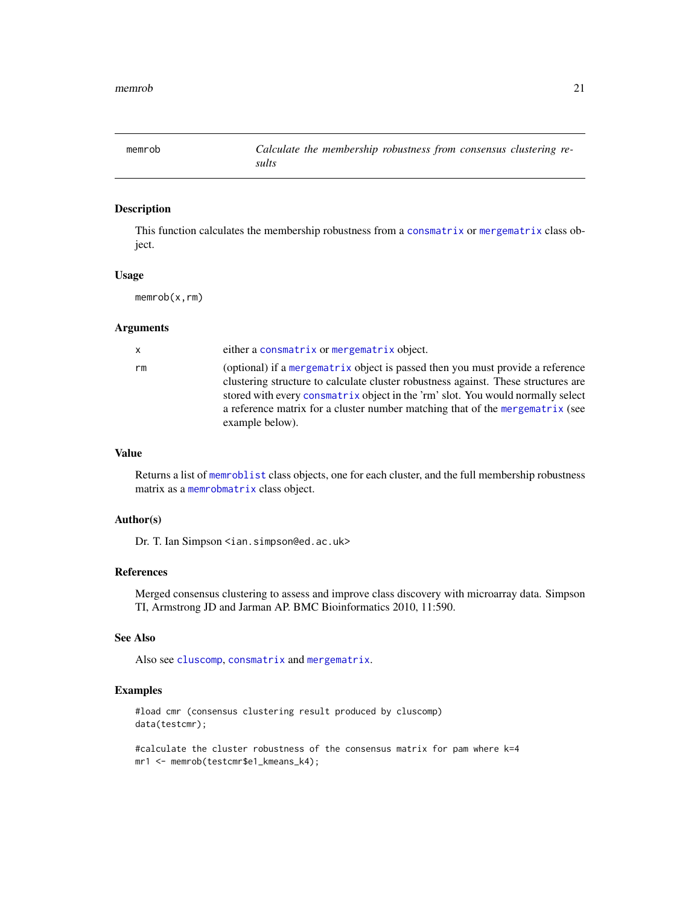memrob — *Calculate the membership robustness from consensus clustering results*

## Description

This function calculates the membership robustness from a `consmatrix` or `mergematrix` class object.

## Usage

```
memrob(x,rm)
```

## Arguments

| | |
|---|---|
| x | either a `consmatrix` or `mergematrix` object. |
| rm | (optional) if a `mergematrix` object is passed then you must provide a reference clustering structure to calculate cluster robustness against. These structures are stored with every `consmatrix` object in the 'rm' slot. You would normally select a reference matrix for a cluster number matching that of the `mergematrix` (see example below). |

## Value

Returns a list of `memroblist` class objects, one for each cluster, and the full membership robustness matrix as a `memrobmatrix` class object.

## Author(s)

Dr. T. Ian Simpson <ian.simpson@ed.ac.uk>

## References

Merged consensus clustering to assess and improve class discovery with microarray data. Simpson TI, Armstrong JD and Jarman AP. BMC Bioinformatics 2010, 11:590.

## See Also

Also see `cluscomp`, `consmatrix` and `mergematrix`.

## Examples

```
#load cmr (consensus clustering result produced by cluscomp)
data(testcmr);

#calculate the cluster robustness of the consensus matrix for pam where k=4
mr1 <- memrob(testcmr$e1_kmeans_k4);
```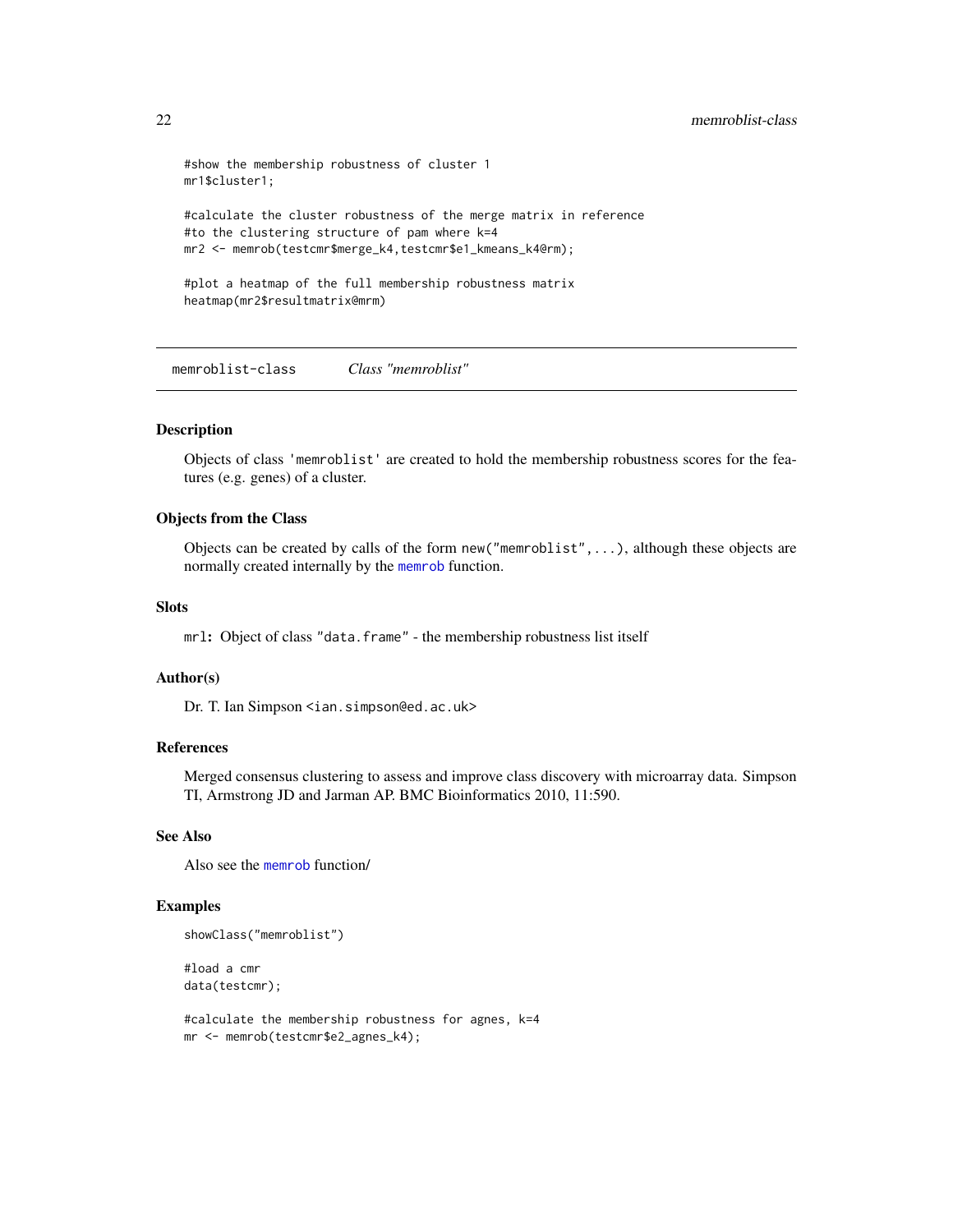```
#show the membership robustness of cluster 1
mr1$cluster1;

#calculate the cluster robustness of the merge matrix in reference
#to the clustering structure of pam where k=4
mr2 <- memrob(testcmr$merge_k4,testcmr$e1_kmeans_k4@rm);

#plot a heatmap of the full membership robustness matrix
heatmap(mr2$resultmatrix@mrm)
```

---

## memroblist-class    *Class "memroblist"*

---

### Description

Objects of class 'memroblist' are created to hold the membership robustness scores for the features (e.g. genes) of a cluster.

### Objects from the Class

Objects can be created by calls of the form `new("memroblist",...)`, although these objects are normally created internally by the `memrob` function.

### Slots

`mrl`: Object of class `"data.frame"` - the membership robustness list itself

### Author(s)

Dr. T. Ian Simpson <ian.simpson@ed.ac.uk>

### References

Merged consensus clustering to assess and improve class discovery with microarray data. Simpson TI, Armstrong JD and Jarman AP. BMC Bioinformatics 2010, 11:590.

### See Also

Also see the `memrob` function/

### Examples

```
showClass("memroblist")

#load a cmr
data(testcmr);

#calculate the membership robustness for agnes, k=4
mr <- memrob(testcmr$e2_agnes_k4);
```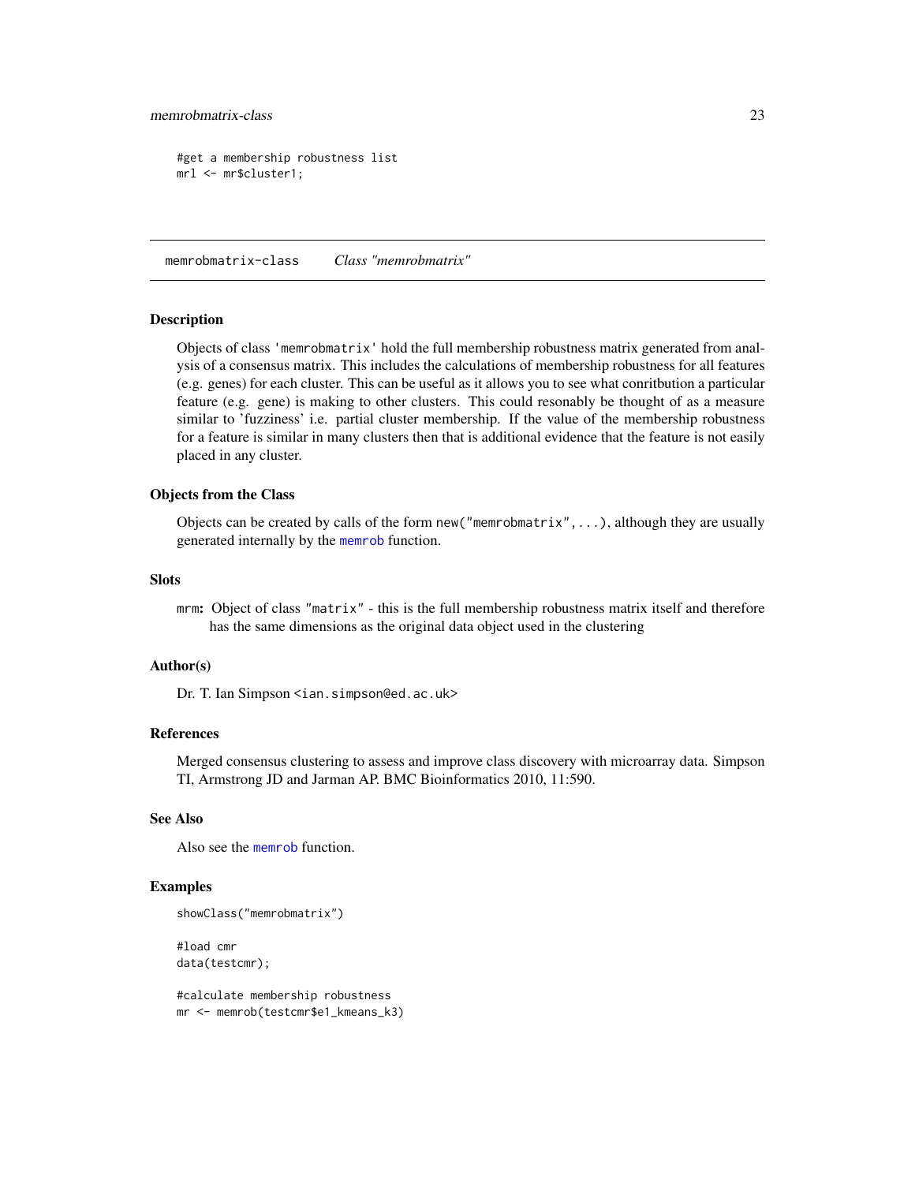```
#get a membership robustness list
mrl <- mr$cluster1;
```

## memrobmatrix-class *Class "memrobmatrix"*

### Description

Objects of class 'memrobmatrix' hold the full membership robustness matrix generated from analysis of a consensus matrix. This includes the calculations of membership robustness for all features (e.g. genes) for each cluster. This can be useful as it allows you to see what conritbution a particular feature (e.g. gene) is making to other clusters. This could resonably be thought of as a measure similar to 'fuzziness' i.e. partial cluster membership. If the value of the membership robustness for a feature is similar in many clusters then that is additional evidence that the feature is not easily placed in any cluster.

### Objects from the Class

Objects can be created by calls of the form `new("memrobmatrix",...)`, although they are usually generated internally by the `memrob` function.

### Slots

**mrm:** Object of class "matrix" - this is the full membership robustness matrix itself and therefore has the same dimensions as the original data object used in the clustering

### Author(s)

Dr. T. Ian Simpson <ian.simpson@ed.ac.uk>

### References

Merged consensus clustering to assess and improve class discovery with microarray data. Simpson TI, Armstrong JD and Jarman AP. BMC Bioinformatics 2010, 11:590.

### See Also

Also see the `memrob` function.

### Examples

```
showClass("memrobmatrix")

#load cmr
data(testcmr);

#calculate membership robustness
mr <- memrob(testcmr$e1_kmeans_k3)
```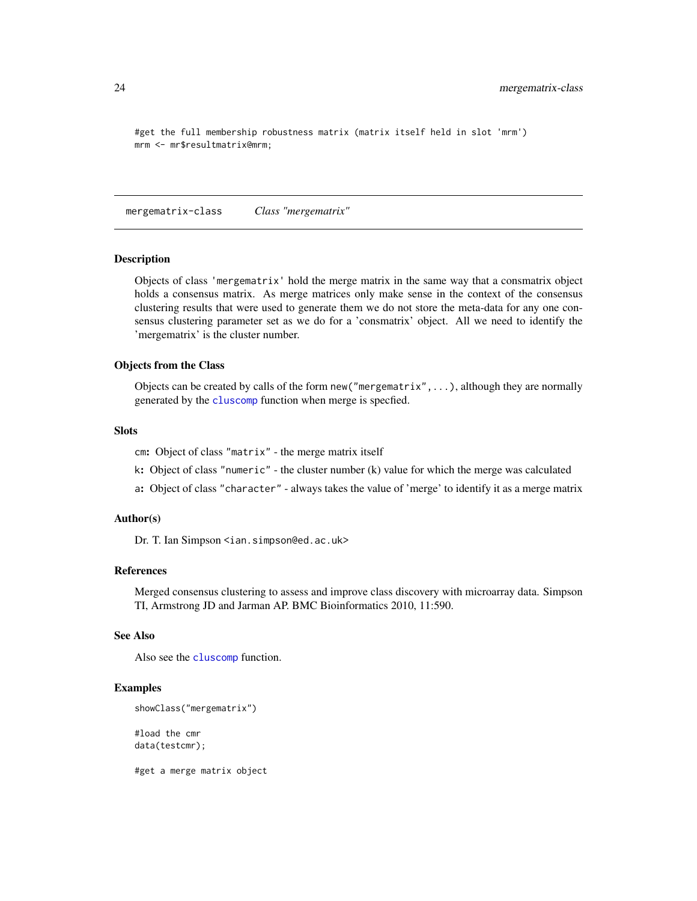```
#get the full membership robustness matrix (matrix itself held in slot 'mrm')
mrm <- mr$resultmatrix@mrm;
```

## mergematrix-class *Class "mergematrix"*

### Description

Objects of class 'mergematrix' hold the merge matrix in the same way that a consmatrix object holds a consensus matrix. As merge matrices only make sense in the context of the consensus clustering results that were used to generate them we do not store the meta-data for any one consensus clustering parameter set as we do for a 'consmatrix' object. All we need to identify the 'mergematrix' is the cluster number.

### Objects from the Class

Objects can be created by calls of the form `new("mergematrix",...)`, although they are normally generated by the `cluscomp` function when merge is specfied.

### Slots

`cm`: Object of class `"matrix"` - the merge matrix itself

`k`: Object of class `"numeric"` - the cluster number (k) value for which the merge was calculated

`a`: Object of class `"character"` - always takes the value of 'merge' to identify it as a merge matrix

### Author(s)

Dr. T. Ian Simpson <ian.simpson@ed.ac.uk>

### References

Merged consensus clustering to assess and improve class discovery with microarray data. Simpson TI, Armstrong JD and Jarman AP. BMC Bioinformatics 2010, 11:590.

### See Also

Also see the `cluscomp` function.

### Examples

```
showClass("mergematrix")

#load the cmr
data(testcmr);

#get a merge matrix object
```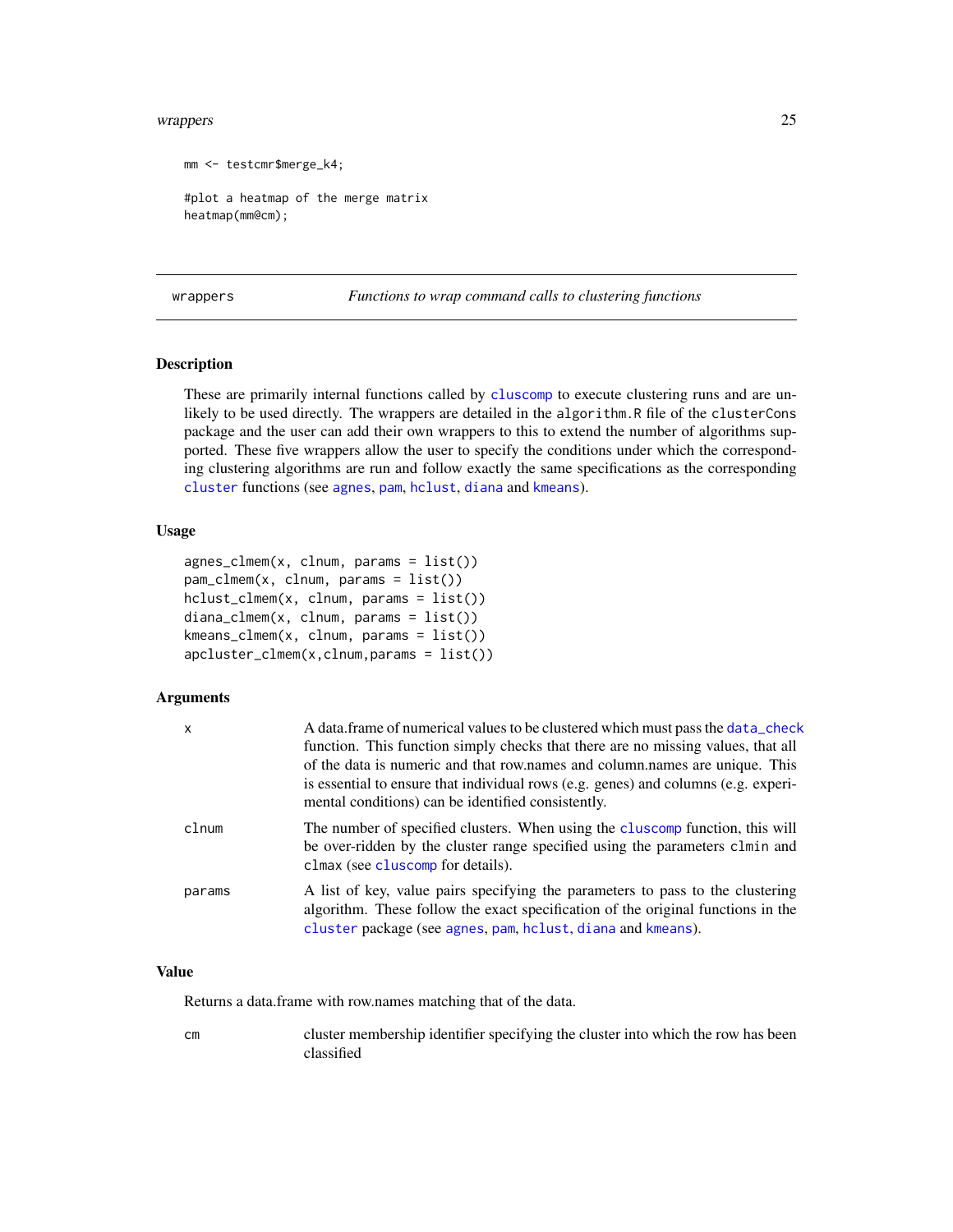```
mm <- testcmr$merge_k4;

#plot a heatmap of the merge matrix
heatmap(mm@cm);
```

## wrappers *Functions to wrap command calls to clustering functions*

### Description

These are primarily internal functions called by cluscomp to execute clustering runs and are unlikely to be used directly. The wrappers are detailed in the algorithm.R file of the clusterCons package and the user can add their own wrappers to this to extend the number of algorithms supported. These five wrappers allow the user to specify the conditions under which the corresponding clustering algorithms are run and follow exactly the same specifications as the corresponding cluster functions (see agnes, pam, hclust, diana and kmeans).

### Usage

```
agnes_clmem(x, clnum, params = list())
pam_clmem(x, clnum, params = list())
hclust_clmem(x, clnum, params = list())
diana_clmem(x, clnum, params = list())
kmeans_clmem(x, clnum, params = list())
apcluster_clmem(x,clnum,params = list())
```

### Arguments

| | |
|---|---|
| x | A data.frame of numerical values to be clustered which must pass the data_check function. This function simply checks that there are no missing values, that all of the data is numeric and that row.names and column.names are unique. This is essential to ensure that individual rows (e.g. genes) and columns (e.g. experimental conditions) can be identified consistently. |
| clnum | The number of specified clusters. When using the cluscomp function, this will be over-ridden by the cluster range specified using the parameters clmin and clmax (see cluscomp for details). |
| params | A list of key, value pairs specifying the parameters to pass to the clustering algorithm. These follow the exact specification of the original functions in the cluster package (see agnes, pam, hclust, diana and kmeans). |

### Value

Returns a data.frame with row.names matching that of the data.

| | |
|---|---|
| cm | cluster membership identifier specifying the cluster into which the row has been classified |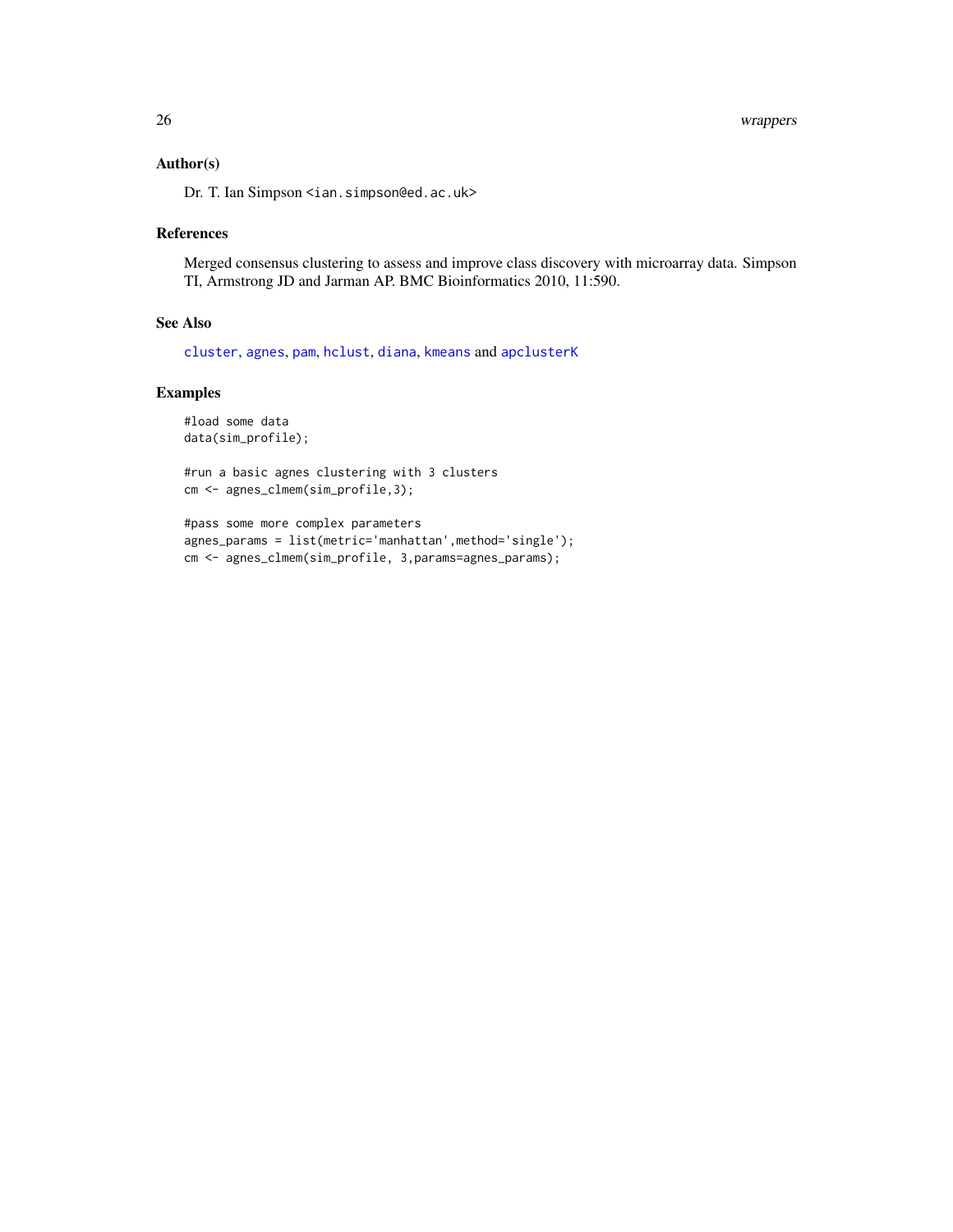## Author(s)

Dr. T. Ian Simpson <ian.simpson@ed.ac.uk>

## References

Merged consensus clustering to assess and improve class discovery with microarray data. Simpson TI, Armstrong JD and Jarman AP. BMC Bioinformatics 2010, 11:590.

## See Also

cluster, agnes, pam, hclust, diana, kmeans and apclusterK

## Examples

```
#load some data
data(sim_profile);

#run a basic agnes clustering with 3 clusters
cm <- agnes_clmem(sim_profile,3);

#pass some more complex parameters
agnes_params = list(metric='manhattan',method='single');
cm <- agnes_clmem(sim_profile, 3,params=agnes_params);
```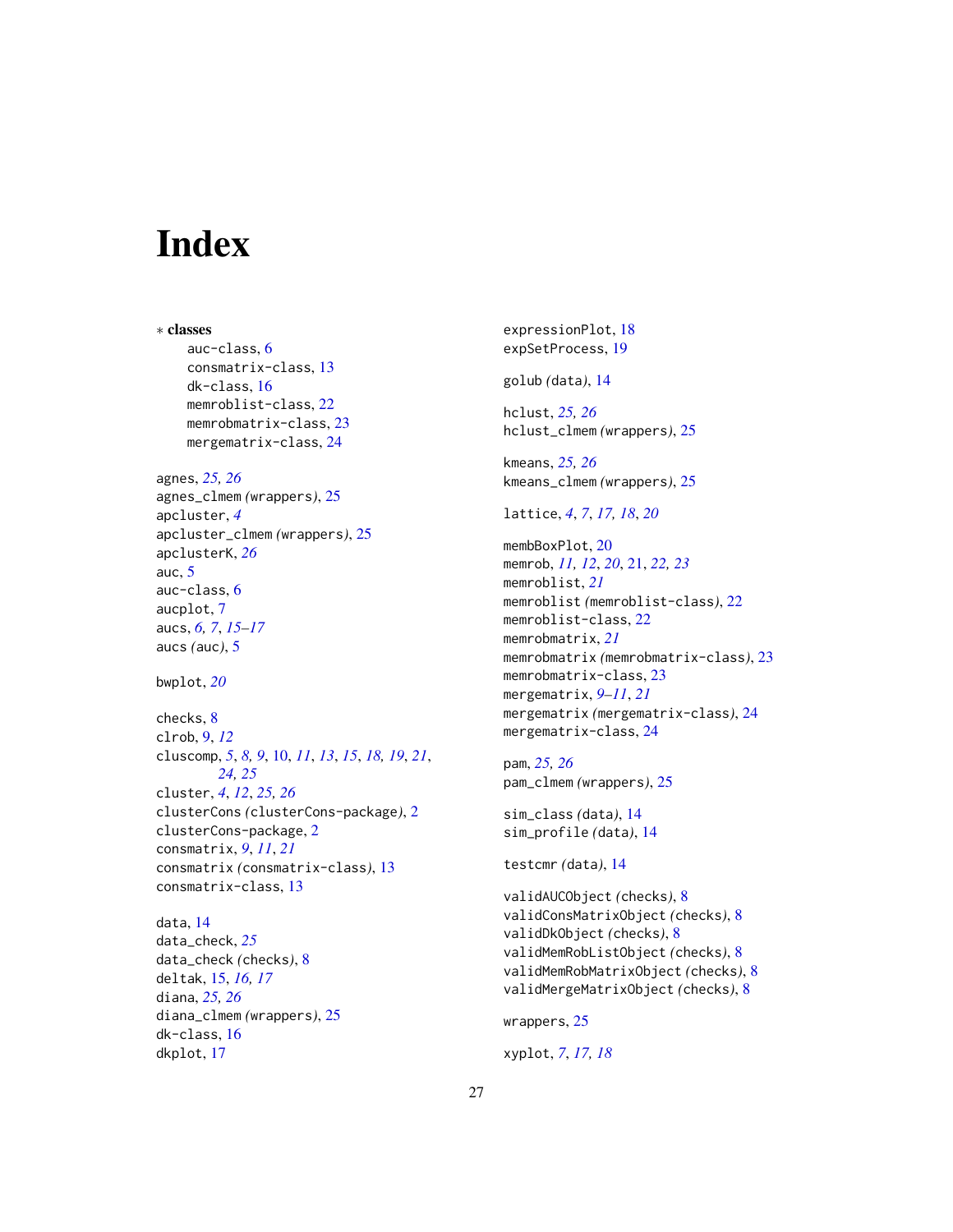# Index

∗ **classes**
- auc-class, 6
- consmatrix-class, 13
- dk-class, 16
- memroblist-class, 22
- memrobmatrix-class, 23
- mergematrix-class, 24

agnes, *25, 26*
agnes_clmem *(wrappers)*, 25
apcluster, *4*
apcluster_clmem *(wrappers)*, 25
apclusterK, *26*
auc, 5
auc-class, 6
aucplot, 7
aucs, *6, 7*, *15–17*
aucs *(auc)*, 5

bwplot, *20*

checks, 8
clrob, 9, *12*
cluscomp, *5*, *8, 9*, 10, *11*, *13*, *15*, *18, 19*, *21*, *24, 25*
cluster, *4*, *12*, *25, 26*
clusterCons *(clusterCons-package)*, 2
clusterCons-package, 2
consmatrix, *9*, *11*, *21*
consmatrix *(consmatrix-class)*, 13
consmatrix-class, 13

data, 14
data_check, *25*
data_check *(checks)*, 8
deltak, 15, *16, 17*
diana, *25, 26*
diana_clmem *(wrappers)*, 25
dk-class, 16
dkplot, 17

expressionPlot, 18
expSetProcess, 19

golub *(data)*, 14

hclust, *25, 26*
hclust_clmem *(wrappers)*, 25

kmeans, *25, 26*
kmeans_clmem *(wrappers)*, 25

lattice, *4*, *7*, *17, 18*, *20*

membBoxPlot, 20
memrob, *11, 12*, *20*, 21, *22, 23*
memroblist, *21*
memroblist *(memroblist-class)*, 22
memroblist-class, 22
memrobmatrix, *21*
memrobmatrix *(memrobmatrix-class)*, 23
memrobmatrix-class, 23
mergematrix, *9–11*, *21*
mergematrix *(mergematrix-class)*, 24
mergematrix-class, 24

pam, *25, 26*
pam_clmem *(wrappers)*, 25

sim_class *(data)*, 14
sim_profile *(data)*, 14

testcmr *(data)*, 14

validAUCObject *(checks)*, 8
validConsMatrixObject *(checks)*, 8
validDkObject *(checks)*, 8
validMemRobListObject *(checks)*, 8
validMemRobMatrixObject *(checks)*, 8
validMergeMatrixObject *(checks)*, 8

wrappers, 25

xyplot, *7*, *17, 18*